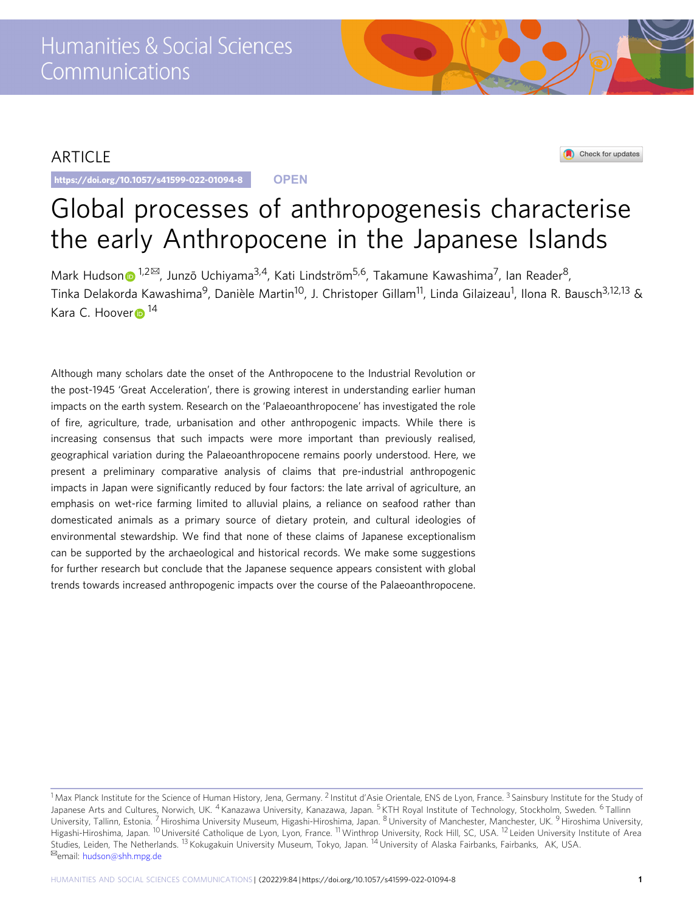ARTICLE

https://doi.org/10.1057/s41599-022-01094-8 OPEN

# Global processes of anthropogenesis characterise the early Anthropocene in the Japanese Islands

Mark Hudson[1,2✉], Junzō Uchiyama[3,4], Kati Lindström[5,6], Takamune Kawashima[7], Ian Reader[8], Tinka Delakorda Kawashima[9], Danièle Martin[10], J. Christoper Gillam[11], Linda Gilaizeau[1], Ilona R. Bausch[3,12,13] & Kara C. Hoover[14]

Although many scholars date the onset of the Anthropocene to the Industrial Revolution or the post-1945 'Great Acceleration', there is growing interest in understanding earlier human impacts on the earth system. Research on the 'Palaeoanthropocene' has investigated the role of fire, agriculture, trade, urbanisation and other anthropogenic impacts. While there is increasing consensus that such impacts were more important than previously realised, geographical variation during the Palaeoanthropocene remains poorly understood. Here, we present a preliminary comparative analysis of claims that pre-industrial anthropogenic impacts in Japan were significantly reduced by four factors: the late arrival of agriculture, an emphasis on wet-rice farming limited to alluvial plains, a reliance on seafood rather than domesticated animals as a primary source of dietary protein, and cultural ideologies of environmental stewardship. We find that none of these claims of Japanese exceptionalism can be supported by the archaeological and historical records. We make some suggestions for further research but conclude that the Japanese sequence appears consistent with global trends towards increased anthropogenic impacts over the course of the Palaeoanthropocene.

[1] Max Planck Institute for the Science of Human History, Jena, Germany. [2] Institut d'Asie Orientale, ENS de Lyon, France. [3] Sainsbury Institute for the Study of Japanese Arts and Cultures, Norwich, UK. [4] Kanazawa University, Kanazawa, Japan. [5] KTH Royal Institute of Technology, Stockholm, Sweden. [6] Tallinn University, Tallinn, Estonia. [7] Hiroshima University Museum, Higashi-Hiroshima, Japan. [8] University of Manchester, Manchester, UK. [9] Hiroshima University, Higashi-Hiroshima, Japan. [10] Université Catholique de Lyon, Lyon, France. [11] Winthrop University, Rock Hill, SC, USA. [12] Leiden University Institute of Area Studies, Leiden, The Netherlands. [13] Kokugakuin University Museum, Tokyo, Japan. [14] University of Alaska Fairbanks, Fairbanks, AK, USA. ✉email: hudson@shh.mpg.de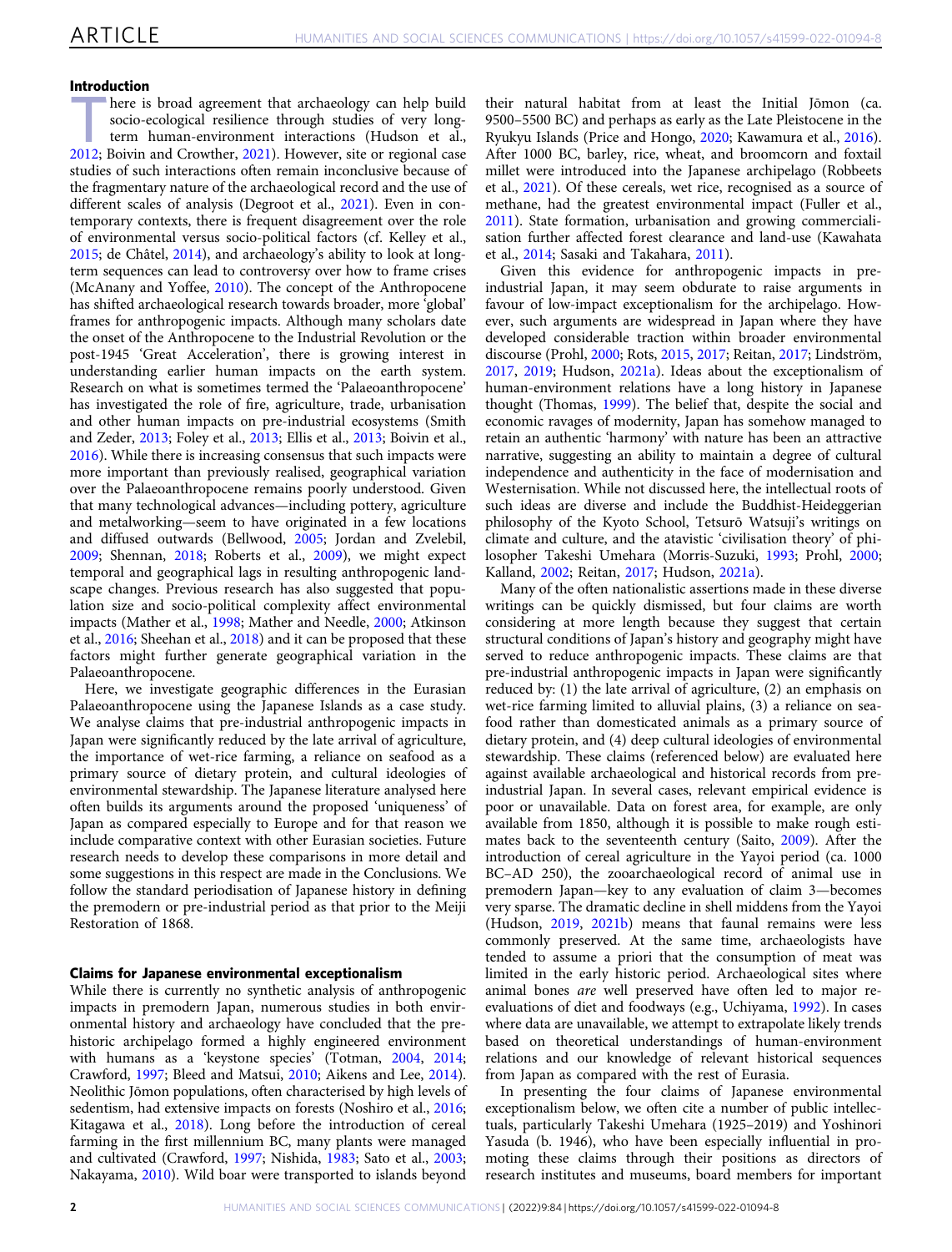## Introduction

There is broad agreement that archaeology can help build socio-ecological resilience through studies of very long-term human-environment interactions (Hudson et al., 2012; Boivin and Crowther, 2021). However, site or regional case studies of such interactions often remain inconclusive because of the fragmentary nature of the archaeological record and the use of different scales of analysis (Degroot et al., 2021). Even in contemporary contexts, there is frequent disagreement over the role of environmental versus socio-political factors (cf. Kelley et al., 2015; de Châtel, 2014), and archaeology's ability to look at long-term sequences can lead to controversy over how to frame crises (McAnany and Yoffee, 2010). The concept of the Anthropocene has shifted archaeological research towards broader, more 'global' frames for anthropogenic impacts. Although many scholars date the onset of the Anthropocene to the Industrial Revolution or the post-1945 'Great Acceleration', there is growing interest in understanding earlier human impacts on the earth system. Research on what is sometimes termed the 'Palaeoanthropocene' has investigated the role of fire, agriculture, trade, urbanisation and other human impacts on pre-industrial ecosystems (Smith and Zeder, 2013; Foley et al., 2013; Ellis et al., 2013; Boivin et al., 2016). While there is increasing consensus that such impacts were more important than previously realised, geographical variation over the Palaeoanthropocene remains poorly understood. Given that many technological advances—including pottery, agriculture and metalworking—seem to have originated in a few locations and diffused outwards (Bellwood, 2005; Jordan and Zvelebil, 2009; Shennan, 2018; Roberts et al., 2009), we might expect temporal and geographical lags in resulting anthropogenic landscape changes. Previous research has also suggested that population size and socio-political complexity affect environmental impacts (Mather et al., 1998; Mather and Needle, 2000; Atkinson et al., 2016; Sheehan et al., 2018) and it can be proposed that these factors might further generate geographical variation in the Palaeoanthropocene.

Here, we investigate geographic differences in the Eurasian Palaeoanthropocene using the Japanese Islands as a case study. We analyse claims that pre-industrial anthropogenic impacts in Japan were significantly reduced by the late arrival of agriculture, the importance of wet-rice farming, a reliance on seafood as a primary source of dietary protein, and cultural ideologies of environmental stewardship. The Japanese literature analysed here often builds its arguments around the proposed 'uniqueness' of Japan as compared especially to Europe and for that reason we include comparative context with other Eurasian societies. Future research needs to develop these comparisons in more detail and some suggestions in this respect are made in the Conclusions. We follow the standard periodisation of Japanese history in defining the premodern or pre-industrial period as that prior to the Meiji Restoration of 1868.

## Claims for Japanese environmental exceptionalism

While there is currently no synthetic analysis of anthropogenic impacts in premodern Japan, numerous studies in both environmental history and archaeology have concluded that the prehistoric archipelago formed a highly engineered environment with humans as a 'keystone species' (Totman, 2004, 2014; Crawford, 1997; Bleed and Matsui, 2010; Aikens and Lee, 2014). Neolithic Jōmon populations, often characterised by high levels of sedentism, had extensive impacts on forests (Noshiro et al., 2016; Kitagawa et al., 2018). Long before the introduction of cereal farming in the first millennium BC, many plants were managed and cultivated (Crawford, 1997; Nishida, 1983; Sato et al., 2003; Nakayama, 2010). Wild boar were transported to islands beyond their natural habitat from at least the Initial Jōmon (ca. 9500–5500 BC) and perhaps as early as the Late Pleistocene in the Ryukyu Islands (Price and Hongo, 2020; Kawamura et al., 2016). After 1000 BC, barley, rice, wheat, and broomcorn and foxtail millet were introduced into the Japanese archipelago (Robbeets et al., 2021). Of these cereals, wet rice, recognised as a source of methane, had the greatest environmental impact (Fuller et al., 2011). State formation, urbanisation and growing commercialisation further affected forest clearance and land-use (Kawahata et al., 2014; Sasaki and Takahara, 2011).

Given this evidence for anthropogenic impacts in pre-industrial Japan, it may seem obdurate to raise arguments in favour of low-impact exceptionalism for the archipelago. However, such arguments are widespread in Japan where they have developed considerable traction within broader environmental discourse (Prohl, 2000; Rots, 2015, 2017; Reitan, 2017; Lindström, 2017, 2019; Hudson, 2021a). Ideas about the exceptionalism of human-environment relations have a long history in Japanese thought (Thomas, 1999). The belief that, despite the social and economic ravages of modernity, Japan has somehow managed to retain an authentic 'harmony' with nature has been an attractive narrative, suggesting an ability to maintain a degree of cultural independence and authenticity in the face of modernisation and Westernisation. While not discussed here, the intellectual roots of such ideas are diverse and include the Buddhist-Heideggerian philosophy of the Kyoto School, Tetsurō Watsuji's writings on climate and culture, and the atavistic 'civilisation theory' of philosopher Takeshi Umehara (Morris-Suzuki, 1993; Prohl, 2000; Kalland, 2002; Reitan, 2017; Hudson, 2021a).

Many of the often nationalistic assertions made in these diverse writings can be quickly dismissed, but four claims are worth considering at more length because they suggest that certain structural conditions of Japan's history and geography might have served to reduce anthropogenic impacts. These claims are that pre-industrial anthropogenic impacts in Japan were significantly reduced by: (1) the late arrival of agriculture, (2) an emphasis on wet-rice farming limited to alluvial plains, (3) a reliance on seafood rather than domesticated animals as a primary source of dietary protein, and (4) deep cultural ideologies of environmental stewardship. These claims (referenced below) are evaluated here against available archaeological and historical records from pre-industrial Japan. In several cases, relevant empirical evidence is poor or unavailable. Data on forest area, for example, are only available from 1850, although it is possible to make rough estimates back to the seventeenth century (Saito, 2009). After the introduction of cereal agriculture in the Yayoi period (ca. 1000 BC–AD 250), the zooarchaeological record of animal use in premodern Japan—key to any evaluation of claim 3—becomes very sparse. The dramatic decline in shell middens from the Yayoi (Hudson, 2019, 2021b) means that faunal remains were less commonly preserved. At the same time, archaeologists have tended to assume a priori that the consumption of meat was limited in the early historic period. Archaeological sites where animal bones *are* well preserved have often led to major re-evaluations of diet and foodways (e.g., Uchiyama, 1992). In cases where data are unavailable, we attempt to extrapolate likely trends based on theoretical understandings of human-environment relations and our knowledge of relevant historical sequences from Japan as compared with the rest of Eurasia.

In presenting the four claims of Japanese environmental exceptionalism below, we often cite a number of public intellectuals, particularly Takeshi Umehara (1925–2019) and Yoshinori Yasuda (b. 1946), who have been especially influential in promoting these claims through their positions as directors of research institutes and museums, board members for important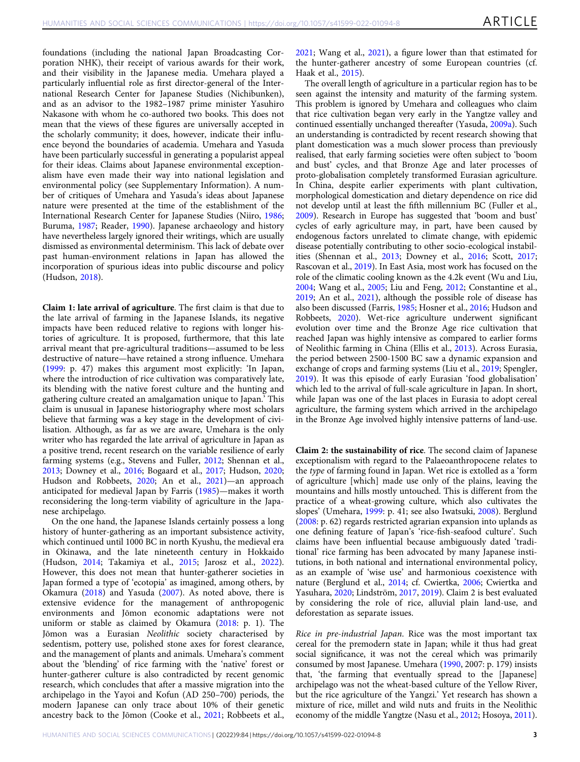foundations (including the national Japan Broadcasting Corporation NHK), their receipt of various awards for their work, and their visibility in the Japanese media. Umehara played a particularly influential role as first director-general of the International Research Center for Japanese Studies (Nichibunken), and as an advisor to the 1982–1987 prime minister Yasuhiro Nakasone with whom he co-authored two books. This does not mean that the views of these figures are universally accepted in the scholarly community; it does, however, indicate their influence beyond the boundaries of academia. Umehara and Yasuda have been particularly successful in generating a popularist appeal for their ideas. Claims about Japanese environmental exceptionalism have even made their way into national legislation and environmental policy (see Supplementary Information). A number of critiques of Umehara and Yasuda's ideas about Japanese nature were presented at the time of the establishment of the International Research Center for Japanese Studies (Niiro, 1986; Buruma, 1987; Reader, 1990). Japanese archaeology and history have nevertheless largely ignored their writings, which are usually dismissed as environmental determinism. This lack of debate over past human-environment relations in Japan has allowed the incorporation of spurious ideas into public discourse and policy (Hudson, 2018).

**Claim 1: late arrival of agriculture**. The first claim is that due to the late arrival of farming in the Japanese Islands, its negative impacts have been reduced relative to regions with longer histories of agriculture. It is proposed, furthermore, that this late arrival meant that pre-agricultural traditions—assumed to be less destructive of nature—have retained a strong influence. Umehara (1999: p. 47) makes this argument most explicitly: 'In Japan, where the introduction of rice cultivation was comparatively late, its blending with the native forest culture and the hunting and gathering culture created an amalgamation unique to Japan.' This claim is unusual in Japanese historiography where most scholars believe that farming was a key stage in the development of civilisation. Although, as far as we are aware, Umehara is the only writer who has regarded the late arrival of agriculture in Japan as a positive trend, recent research on the variable resilience of early farming systems (e.g., Stevens and Fuller, 2012; Shennan et al., 2013; Downey et al., 2016; Bogaard et al., 2017; Hudson, 2020; Hudson and Robbeets, 2020; An et al., 2021)—an approach anticipated for medieval Japan by Farris (1985)—makes it worth reconsidering the long-term viability of agriculture in the Japanese archipelago.

On the one hand, the Japanese Islands certainly possess a long history of hunter-gathering as an important subsistence activity, which continued until 1000 BC in north Kyushu, the medieval era in Okinawa, and the late nineteenth century in Hokkaido (Hudson, 2014; Takamiya et al., 2015; Jarosz et al., 2022). However, this does not mean that hunter-gatherer societies in Japan formed a type of 'ecotopia' as imagined, among others, by Okamura (2018) and Yasuda (2007). As noted above, there is extensive evidence for the management of anthropogenic environments and Jōmon economic adaptations were not uniform or stable as claimed by Okamura (2018: p. 1). The Jōmon was a Eurasian *Neolithic* society characterised by sedentism, pottery use, polished stone axes for forest clearance, and the management of plants and animals. Umehara's comment about the 'blending' of rice farming with the 'native' forest or hunter-gatherer culture is also contradicted by recent genomic research, which concludes that after a massive migration into the archipelago in the Yayoi and Kofun (AD 250–700) periods, the modern Japanese can only trace about 10% of their genetic ancestry back to the Jōmon (Cooke et al., 2021; Robbeets et al., 2021; Wang et al., 2021), a figure lower than that estimated for the hunter-gatherer ancestry of some European countries (cf. Haak et al., 2015).

The overall length of agriculture in a particular region has to be seen against the intensity and maturity of the farming system. This problem is ignored by Umehara and colleagues who claim that rice cultivation began very early in the Yangtze valley and continued essentially unchanged thereafter (Yasuda, 2009a). Such an understanding is contradicted by recent research showing that plant domestication was a much slower process than previously realised, that early farming societies were often subject to 'boom and bust' cycles, and that Bronze Age and later processes of proto-globalisation completely transformed Eurasian agriculture. In China, despite earlier experiments with plant cultivation, morphological domestication and dietary dependence on rice did not develop until at least the fifth millennium BC (Fuller et al., 2009). Research in Europe has suggested that 'boom and bust' cycles of early agriculture may, in part, have been caused by endogenous factors unrelated to climate change, with epidemic disease potentially contributing to other socio-ecological instabilities (Shennan et al., 2013; Downey et al., 2016; Scott, 2017; Rascovan et al., 2019). In East Asia, most work has focused on the role of the climatic cooling known as the 4.2k event (Wu and Liu, 2004; Wang et al., 2005; Liu and Feng, 2012; Constantine et al., 2019; An et al., 2021), although the possible role of disease has also been discussed (Farris, 1985; Hosner et al., 2016; Hudson and Robbeets, 2020). Wet-rice agriculture underwent significant evolution over time and the Bronze Age rice cultivation that reached Japan was highly intensive as compared to earlier forms of Neolithic farming in China (Ellis et al., 2013). Across Eurasia, the period between 2500-1500 BC saw a dynamic expansion and exchange of crops and farming systems (Liu et al., 2019; Spengler, 2019). It was this episode of early Eurasian 'food globalisation' which led to the arrival of full-scale agriculture in Japan. In short, while Japan was one of the last places in Eurasia to adopt cereal agriculture, the farming system which arrived in the archipelago in the Bronze Age involved highly intensive patterns of land-use.

**Claim 2: the sustainability of rice**. The second claim of Japanese exceptionalism with regard to the Palaeoanthropocene relates to the *type* of farming found in Japan. Wet rice is extolled as a 'form of agriculture [which] made use only of the plains, leaving the mountains and hills mostly untouched. This is different from the practice of a wheat-growing culture, which also cultivates the slopes' (Umehara, 1999: p. 41; see also Iwatsuki, 2008). Berglund (2008: p. 62) regards restricted agrarian expansion into uplands as one defining feature of Japan's 'rice-fish-seafood culture'. Such claims have been influential because ambiguously dated 'traditional' rice farming has been advocated by many Japanese institutions, in both national and international environmental policy, as an example of 'wise use' and harmonious coexistence with nature (Berglund et al., 2014; cf. Cwiertka, 2006; Cwiertka and Yasuhara, 2020; Lindström, 2017, 2019). Claim 2 is best evaluated by considering the role of rice, alluvial plain land-use, and deforestation as separate issues.

*Rice in pre-industrial Japan*. Rice was the most important tax cereal for the premodern state in Japan; while it thus had great social significance, it was not the cereal which was primarily consumed by most Japanese. Umehara (1990, 2007: p. 179) insists that, 'the farming that eventually spread to the [Japanese] archipelago was not the wheat-based culture of the Yellow River, but the rice agriculture of the Yangzi.' Yet research has shown a mixture of rice, millet and wild nuts and fruits in the Neolithic economy of the middle Yangtze (Nasu et al., 2012; Hosoya, 2011).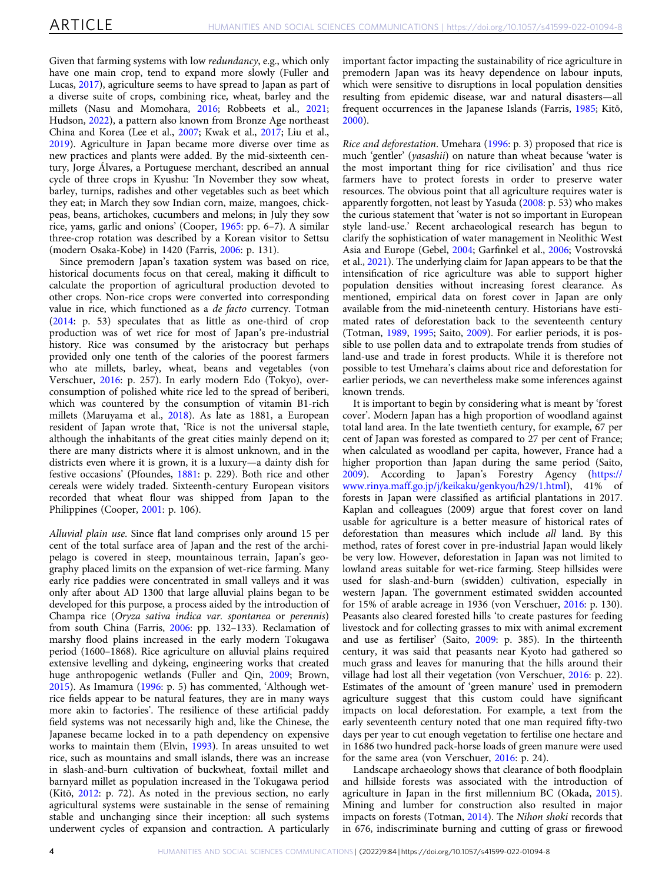Given that farming systems with low *redundancy*, e.g., which only have one main crop, tend to expand more slowly (Fuller and Lucas, 2017), agriculture seems to have spread to Japan as part of a diverse suite of crops, combining rice, wheat, barley and the millets (Nasu and Momohara, 2016; Robbeets et al., 2021; Hudson, 2022), a pattern also known from Bronze Age northeast China and Korea (Lee et al., 2007; Kwak et al., 2017; Liu et al., 2019). Agriculture in Japan became more diverse over time as new practices and plants were added. By the mid-sixteenth century, Jorge Álvares, a Portuguese merchant, described an annual cycle of three crops in Kyushu: 'In November they sow wheat, barley, turnips, radishes and other vegetables such as beet which they eat; in March they sow Indian corn, maize, mangoes, chick-peas, beans, artichokes, cucumbers and melons; in July they sow rice, yams, garlic and onions' (Cooper, 1965: pp. 6–7). A similar three-crop rotation was described by a Korean visitor to Settsu (modern Osaka-Kobe) in 1420 (Farris, 2006: p. 131).

Since premodern Japan's taxation system was based on rice, historical documents focus on that cereal, making it difficult to calculate the proportion of agricultural production devoted to other crops. Non-rice crops were converted into corresponding value in rice, which functioned as a *de facto* currency. Totman (2014: p. 53) speculates that as little as one-third of crop production was of wet rice for most of Japan's pre-industrial history. Rice was consumed by the aristocracy but perhaps provided only one tenth of the calories of the poorest farmers who ate millets, barley, wheat, beans and vegetables (von Verschuer, 2016: p. 257). In early modern Edo (Tokyo), over-consumption of polished white rice led to the spread of beriberi, which was countered by the consumption of vitamin B1-rich millets (Maruyama et al., 2018). As late as 1881, a European resident of Japan wrote that, 'Rice is not the universal staple, although the inhabitants of the great cities mainly depend on it; there are many districts where it is almost unknown, and in the districts even where it is grown, it is a luxury—a dainty dish for festive occasions' (Pfoundes, 1881: p. 229). Both rice and other cereals were widely traded. Sixteenth-century European visitors recorded that wheat flour was shipped from Japan to the Philippines (Cooper, 2001: p. 106).

*Alluvial plain use*. Since flat land comprises only around 15 per cent of the total surface area of Japan and the rest of the archipelago is covered in steep, mountainous terrain, Japan's geography placed limits on the expansion of wet-rice farming. Many early rice paddies were concentrated in small valleys and it was only after about AD 1300 that large alluvial plains began to be developed for this purpose, a process aided by the introduction of Champa rice (*Oryza sativa indica var. spontanea* or *perennis*) from south China (Farris, 2006: pp. 132–133). Reclamation of marshy flood plains increased in the early modern Tokugawa period (1600–1868). Rice agriculture on alluvial plains required extensive levelling and dykeing, engineering works that created huge anthropogenic wetlands (Fuller and Qin, 2009; Brown, 2015). As Imamura (1996: p. 5) has commented, 'Although wet-rice fields appear to be natural features, they are in many ways more akin to factories'. The resilience of these artificial paddy field systems was not necessarily high and, like the Chinese, the Japanese became locked in to a path dependency on expensive works to maintain them (Elvin, 1993). In areas unsuited to wet rice, such as mountains and small islands, there was an increase in slash-and-burn cultivation of buckwheat, foxtail millet and barnyard millet as population increased in the Tokugawa period (Kitō, 2012: p. 72). As noted in the previous section, no early agricultural systems were sustainable in the sense of remaining stable and unchanging since their inception: all such systems underwent cycles of expansion and contraction. A particularly important factor impacting the sustainability of rice agriculture in premodern Japan was its heavy dependence on labour inputs, which were sensitive to disruptions in local population densities resulting from epidemic disease, war and natural disasters—all frequent occurrences in the Japanese Islands (Farris, 1985; Kitō, 2000).

*Rice and deforestation*. Umehara (1996: p. 3) proposed that rice is much 'gentler' (*yasashii*) on nature than wheat because 'water is the most important thing for rice civilisation' and thus rice farmers have to protect forests in order to preserve water resources. The obvious point that all agriculture requires water is apparently forgotten, not least by Yasuda (2008: p. 53) who makes the curious statement that 'water is not so important in European style land-use.' Recent archaeological research has begun to clarify the sophistication of water management in Neolithic West Asia and Europe (Gebel, 2004; Garfinkel et al., 2006; Vostrovská et al., 2021). The underlying claim for Japan appears to be that the intensification of rice agriculture was able to support higher population densities without increasing forest clearance. As mentioned, empirical data on forest cover in Japan are only available from the mid-nineteenth century. Historians have estimated rates of deforestation back to the seventeenth century (Totman, 1989, 1995; Saito, 2009). For earlier periods, it is possible to use pollen data and to extrapolate trends from studies of land-use and trade in forest products. While it is therefore not possible to test Umehara's claims about rice and deforestation for earlier periods, we can nevertheless make some inferences against known trends.

It is important to begin by considering what is meant by 'forest cover'. Modern Japan has a high proportion of woodland against total land area. In the late twentieth century, for example, 67 per cent of Japan was forested as compared to 27 per cent of France; when calculated as woodland per capita, however, France had a higher proportion than Japan during the same period (Saito, 2009). According to Japan's Forestry Agency (https://www.rinya.maff.go.jp/j/keikaku/genkyou/h29/1.html), 41% of forests in Japan were classified as artificial plantations in 2017. Kaplan and colleagues (2009) argue that forest cover on land usable for agriculture is a better measure of historical rates of deforestation than measures which include *all* land. By this method, rates of forest cover in pre-industrial Japan would likely be very low. However, deforestation in Japan was not limited to lowland areas suitable for wet-rice farming. Steep hillsides were used for slash-and-burn (swidden) cultivation, especially in western Japan. The government estimated swidden accounted for 15% of arable acreage in 1936 (von Verschuer, 2016: p. 130). Peasants also cleared forested hills 'to create pastures for feeding livestock and for collecting grasses to mix with animal excrement and use as fertiliser' (Saito, 2009: p. 385). In the thirteenth century, it was said that peasants near Kyoto had gathered so much grass and leaves for manuring that the hills around their village had lost all their vegetation (von Verschuer, 2016: p. 22). Estimates of the amount of 'green manure' used in premodern agriculture suggest that this custom could have significant impacts on local deforestation. For example, a text from the early seventeenth century noted that one man required fifty-two days per year to cut enough vegetation to fertilise one hectare and in 1686 two hundred pack-horse loads of green manure were used for the same area (von Verschuer, 2016: p. 24).

Landscape archaeology shows that clearance of both floodplain and hillside forests was associated with the introduction of agriculture in Japan in the first millennium BC (Okada, 2015). Mining and lumber for construction also resulted in major impacts on forests (Totman, 2014). The *Nihon shoki* records that in 676, indiscriminate burning and cutting of grass or firewood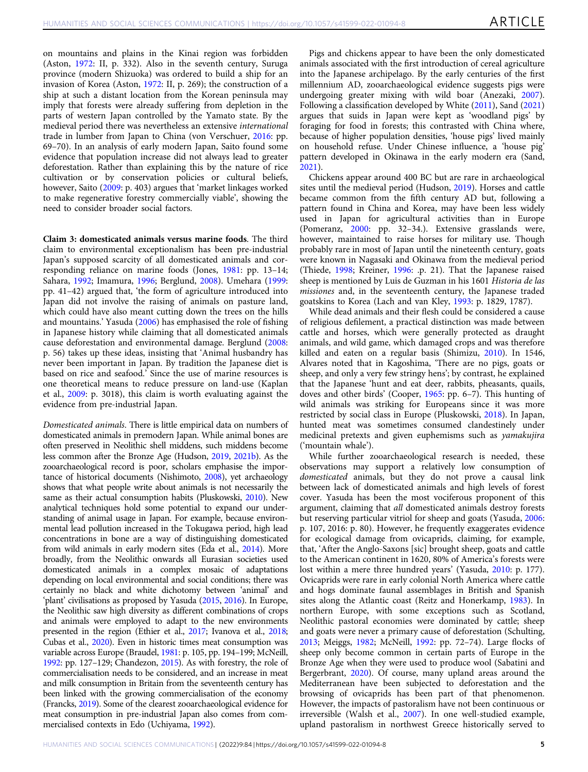on mountains and plains in the Kinai region was forbidden (Aston, 1972: II, p. 332). Also in the seventh century, Suruga province (modern Shizuoka) was ordered to build a ship for an invasion of Korea (Aston, 1972: II, p. 269); the construction of a ship at such a distant location from the Korean peninsula may imply that forests were already suffering from depletion in the parts of western Japan controlled by the Yamato state. By the medieval period there was nevertheless an extensive *international* trade in lumber from Japan to China (von Verschuer, 2016: pp. 69–70). In an analysis of early modern Japan, Saito found some evidence that population increase did not always lead to greater deforestation. Rather than explaining this by the nature of rice cultivation or by conservation policies or cultural beliefs, however, Saito (2009: p. 403) argues that 'market linkages worked to make regenerative forestry commercially viable', showing the need to consider broader social factors.

**Claim 3: domesticated animals versus marine foods**. The third claim to environmental exceptionalism has been pre-industrial Japan's supposed scarcity of all domesticated animals and corresponding reliance on marine foods (Jones, 1981: pp. 13–14; Sahara, 1992; Imamura, 1996; Berglund, 2008). Umehara (1999: pp. 41–42) argued that, 'the form of agriculture introduced into Japan did not involve the raising of animals on pasture land, which could have also meant cutting down the trees on the hills and mountains.' Yasuda (2006) has emphasised the role of fishing in Japanese history while claiming that all domesticated animals cause deforestation and environmental damage. Berglund (2008: p. 56) takes up these ideas, insisting that 'Animal husbandry has never been important in Japan. By tradition the Japanese diet is based on rice and seafood.' Since the use of marine resources is one theoretical means to reduce pressure on land-use (Kaplan et al., 2009: p. 3018), this claim is worth evaluating against the evidence from pre-industrial Japan.

*Domesticated animals*. There is little empirical data on numbers of domesticated animals in premodern Japan. While animal bones are often preserved in Neolithic shell middens, such middens become less common after the Bronze Age (Hudson, 2019, 2021b). As the zooarchaeological record is poor, scholars emphasise the importance of historical documents (Nishimoto, 2008), yet archaeology shows that what people write about animals is not necessarily the same as their actual consumption habits (Pluskowski, 2010). New analytical techniques hold some potential to expand our understanding of animal usage in Japan. For example, because environmental lead pollution increased in the Tokugawa period, high lead concentrations in bone are a way of distinguishing domesticated from wild animals in early modern sites (Eda et al., 2014). More broadly, from the Neolithic onwards all Eurasian societies used domesticated animals in a complex mosaic of adaptations depending on local environmental and social conditions; there was certainly no black and white dichotomy between 'animal' and 'plant' civilisations as proposed by Yasuda (2015, 2016). In Europe, the Neolithic saw high diversity as different combinations of crops and animals were employed to adapt to the new environments presented in the region (Ethier et al., 2017; Ivanova et al., 2018; Cubas et al., 2020). Even in historic times meat consumption was variable across Europe (Braudel, 1981: p. 105, pp. 194–199; McNeill, 1992: pp. 127–129; Chandezon, 2015). As with forestry, the role of commercialisation needs to be considered, and an increase in meat and milk consumption in Britain from the seventeenth century has been linked with the growing commercialisation of the economy (Francks, 2019). Some of the clearest zooarchaeological evidence for meat consumption in pre-industrial Japan also comes from commercialised contexts in Edo (Uchiyama, 1992).

Pigs and chickens appear to have been the only domesticated animals associated with the first introduction of cereal agriculture into the Japanese archipelago. By the early centuries of the first millennium AD, zooarchaeological evidence suggests pigs were undergoing greater mixing with wild boar (Anezaki, 2007). Following a classification developed by White (2011), Sand (2021) argues that suids in Japan were kept as 'woodland pigs' by foraging for food in forests; this contrasted with China where, because of higher population densities, 'house pigs' lived mainly on household refuse. Under Chinese influence, a 'house pig' pattern developed in Okinawa in the early modern era (Sand, 2021).

Chickens appear around 400 BC but are rare in archaeological sites until the medieval period (Hudson, 2019). Horses and cattle became common from the fifth century AD but, following a pattern found in China and Korea, may have been less widely used in Japan for agricultural activities than in Europe (Pomeranz, 2000: pp. 32–34.). Extensive grasslands were, however, maintained to raise horses for military use. Though probably rare in most of Japan until the nineteenth century, goats were known in Nagasaki and Okinawa from the medieval period (Thiede, 1998; Kreiner, 1996: .p. 21). That the Japanese raised sheep is mentioned by Luis de Guzman in his 1601 *Historia de las missiones* and, in the seventeenth century, the Japanese traded goatskins to Korea (Lach and van Kley, 1993: p. 1829, 1787).

While dead animals and their flesh could be considered a cause of religious defilement, a practical distinction was made between cattle and horses, which were generally protected as draught animals, and wild game, which damaged crops and was therefore killed and eaten on a regular basis (Shimizu, 2010). In 1546, Alvares noted that in Kagoshima, 'There are no pigs, goats or sheep, and only a very few stringy hens'; by contrast, he explained that the Japanese 'hunt and eat deer, rabbits, pheasants, quails, doves and other birds' (Cooper, 1965: pp. 6–7). This hunting of wild animals was striking for Europeans since it was more restricted by social class in Europe (Pluskowski, 2018). In Japan, hunted meat was sometimes consumed clandestinely under medicinal pretexts and given euphemisms such as *yamakujira* ('mountain whale').

While further zooarchaeological research is needed, these observations may support a relatively low consumption of *domesticated* animals, but they do not prove a causal link between lack of domesticated animals and high levels of forest cover. Yasuda has been the most vociferous proponent of this argument, claiming that *all* domesticated animals destroy forests but reserving particular vitriol for sheep and goats (Yasuda, 2006: p. 107, 2016: p. 80). However, he frequently exaggerates evidence for ecological damage from ovicaprids, claiming, for example, that, 'After the Anglo-Saxons [sic] brought sheep, goats and cattle to the American continent in 1620, 80% of America's forests were lost within a mere three hundred years' (Yasuda, 2010: p. 177). Ovicaprids were rare in early colonial North America where cattle and hogs dominate faunal assemblages in British and Spanish sites along the Atlantic coast (Reitz and Honerkamp, 1983). In northern Europe, with some exceptions such as Scotland, Neolithic pastoral economies were dominated by cattle; sheep and goats were never a primary cause of deforestation (Schulting, 2013; Meiggs, 1982; McNeill, 1992: pp. 72–74). Large flocks of sheep only become common in certain parts of Europe in the Bronze Age when they were used to produce wool (Sabatini and Bergerbrant, 2020). Of course, many upland areas around the Mediterranean have been subjected to deforestation and the browsing of ovicaprids has been part of that phenomenon. However, the impacts of pastoralism have not been continuous or irreversible (Walsh et al., 2007). In one well-studied example, upland pastoralism in northwest Greece historically served to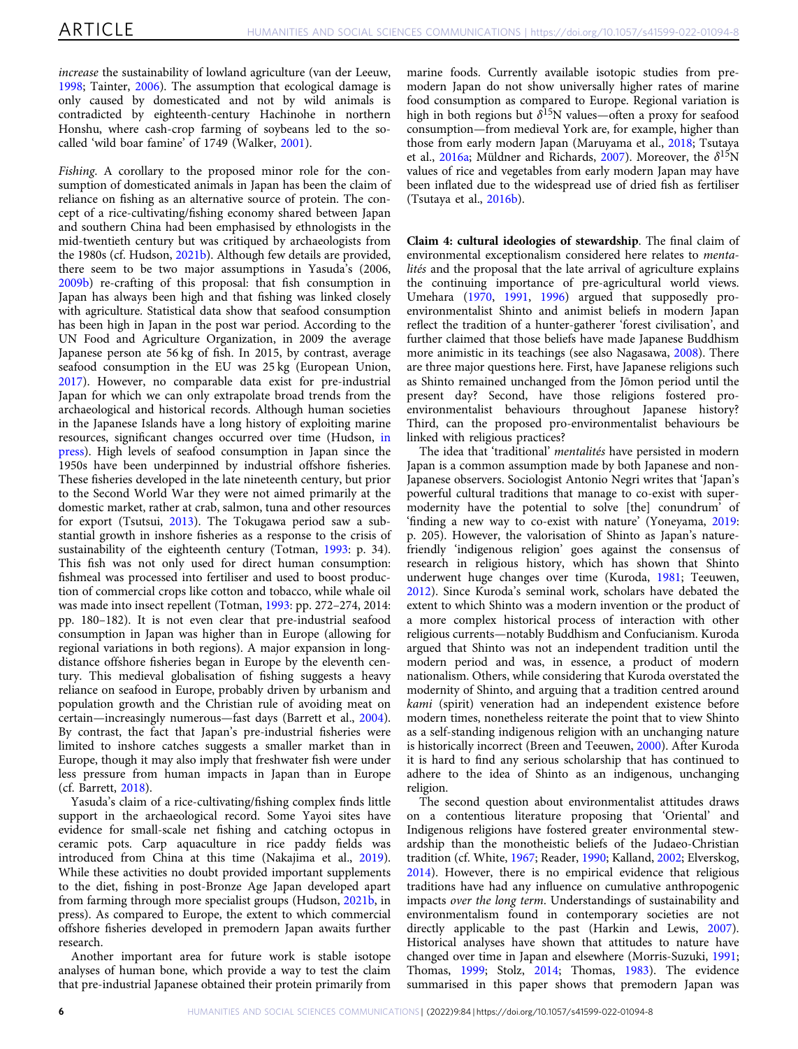*increase* the sustainability of lowland agriculture (van der Leeuw, 1998; Tainter, 2006). The assumption that ecological damage is only caused by domesticated and not by wild animals is contradicted by eighteenth-century Hachinohe in northern Honshu, where cash-crop farming of soybeans led to the so-called 'wild boar famine' of 1749 (Walker, 2001).

*Fishing*. A corollary to the proposed minor role for the consumption of domesticated animals in Japan has been the claim of reliance on fishing as an alternative source of protein. The concept of a rice-cultivating/fishing economy shared between Japan and southern China had been emphasised by ethnologists in the mid-twentieth century but was critiqued by archaeologists from the 1980s (cf. Hudson, 2021b). Although few details are provided, there seem to be two major assumptions in Yasuda's (2006, 2009b) re-crafting of this proposal: that fish consumption in Japan has always been high and that fishing was linked closely with agriculture. Statistical data show that seafood consumption has been high in Japan in the post war period. According to the UN Food and Agriculture Organization, in 2009 the average Japanese person ate 56 kg of fish. In 2015, by contrast, average seafood consumption in the EU was 25 kg (European Union, 2017). However, no comparable data exist for pre-industrial Japan for which we can only extrapolate broad trends from the archaeological and historical records. Although human societies in the Japanese Islands have a long history of exploiting marine resources, significant changes occurred over time (Hudson, in press). High levels of seafood consumption in Japan since the 1950s have been underpinned by industrial offshore fisheries. These fisheries developed in the late nineteenth century, but prior to the Second World War they were not aimed primarily at the domestic market, rather at crab, salmon, tuna and other resources for export (Tsutsui, 2013). The Tokugawa period saw a substantial growth in inshore fisheries as a response to the crisis of sustainability of the eighteenth century (Totman, 1993: p. 34). This fish was not only used for direct human consumption: fishmeal was processed into fertiliser and used to boost production of commercial crops like cotton and tobacco, while whale oil was made into insect repellent (Totman, 1993: pp. 272–274, 2014: pp. 180–182). It is not even clear that pre-industrial seafood consumption in Japan was higher than in Europe (allowing for regional variations in both regions). A major expansion in long-distance offshore fisheries began in Europe by the eleventh century. This medieval globalisation of fishing suggests a heavy reliance on seafood in Europe, probably driven by urbanism and population growth and the Christian rule of avoiding meat on certain—increasingly numerous—fast days (Barrett et al., 2004). By contrast, the fact that Japan's pre-industrial fisheries were limited to inshore catches suggests a smaller market than in Europe, though it may also imply that freshwater fish were under less pressure from human impacts in Japan than in Europe (cf. Barrett, 2018).

Yasuda's claim of a rice-cultivating/fishing complex finds little support in the archaeological record. Some Yayoi sites have evidence for small-scale net fishing and catching octopus in ceramic pots. Carp aquaculture in rice paddy fields was introduced from China at this time (Nakajima et al., 2019). While these activities no doubt provided important supplements to the diet, fishing in post-Bronze Age Japan developed apart from farming through more specialist groups (Hudson, 2021b, in press). As compared to Europe, the extent to which commercial offshore fisheries developed in premodern Japan awaits further research.

Another important area for future work is stable isotope analyses of human bone, which provide a way to test the claim that pre-industrial Japanese obtained their protein primarily from marine foods. Currently available isotopic studies from premodern Japan do not show universally higher rates of marine food consumption as compared to Europe. Regional variation is high in both regions but $\delta^{15}$N values—often a proxy for seafood consumption—from medieval York are, for example, higher than those from early modern Japan (Maruyama et al., 2018; Tsutaya et al., 2016a; Müldner and Richards, 2007). Moreover, the $\delta^{15}$N values of rice and vegetables from early modern Japan may have been inflated due to the widespread use of dried fish as fertiliser (Tsutaya et al., 2016b).

**Claim 4: cultural ideologies of stewardship**. The final claim of environmental exceptionalism considered here relates to *mentalités* and the proposal that the late arrival of agriculture explains the continuing importance of pre-agricultural world views. Umehara (1970, 1991, 1996) argued that supposedly pro-environmentalist Shinto and animist beliefs in modern Japan reflect the tradition of a hunter-gatherer 'forest civilisation', and further claimed that those beliefs have made Japanese Buddhism more animistic in its teachings (see also Nagasawa, 2008). There are three major questions here. First, have Japanese religions such as Shinto remained unchanged from the Jōmon period until the present day? Second, have those religions fostered pro-environmentalist behaviours throughout Japanese history? Third, can the proposed pro-environmentalist behaviours be linked with religious practices?

The idea that 'traditional' *mentalités* have persisted in modern Japan is a common assumption made by both Japanese and non-Japanese observers. Sociologist Antonio Negri writes that 'Japan's powerful cultural traditions that manage to co-exist with super-modernity have the potential to solve [the] conundrum' of 'finding a new way to co-exist with nature' (Yoneyama, 2019: p. 205). However, the valorisation of Shinto as Japan's nature-friendly 'indigenous religion' goes against the consensus of research in religious history, which has shown that Shinto underwent huge changes over time (Kuroda, 1981; Teeuwen, 2012). Since Kuroda's seminal work, scholars have debated the extent to which Shinto was a modern invention or the product of a more complex historical process of interaction with other religious currents—notably Buddhism and Confucianism. Kuroda argued that Shinto was not an independent tradition until the modern period and was, in essence, a product of modern nationalism. Others, while considering that Kuroda overstated the modernity of Shinto, and arguing that a tradition centred around *kami* (spirit) veneration had an independent existence before modern times, nonetheless reiterate the point that to view Shinto as a self-standing indigenous religion with an unchanging nature is historically incorrect (Breen and Teeuwen, 2000). After Kuroda it is hard to find any serious scholarship that has continued to adhere to the idea of Shinto as an indigenous, unchanging religion.

The second question about environmentalist attitudes draws on a contentious literature proposing that 'Oriental' and Indigenous religions have fostered greater environmental stewardship than the monotheistic beliefs of the Judaeo-Christian tradition (cf. White, 1967; Reader, 1990; Kalland, 2002; Elverskog, 2014). However, there is no empirical evidence that religious traditions have had any influence on cumulative anthropogenic impacts *over the long term*. Understandings of sustainability and environmentalism found in contemporary societies are not directly applicable to the past (Harkin and Lewis, 2007). Historical analyses have shown that attitudes to nature have changed over time in Japan and elsewhere (Morris-Suzuki, 1991; Thomas, 1999; Stolz, 2014; Thomas, 1983). The evidence summarised in this paper shows that premodern Japan was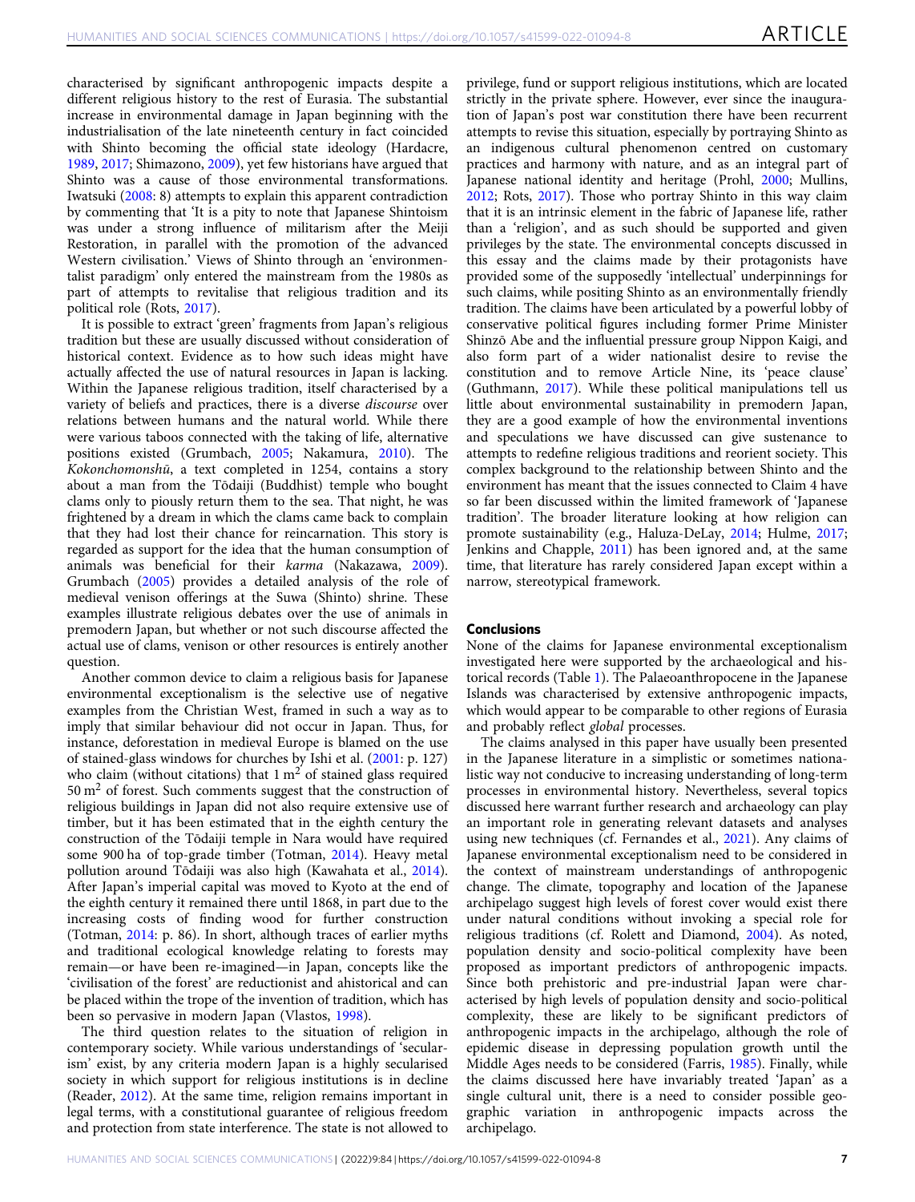characterised by significant anthropogenic impacts despite a different religious history to the rest of Eurasia. The substantial increase in environmental damage in Japan beginning with the industrialisation of the late nineteenth century in fact coincided with Shinto becoming the official state ideology (Hardacre, 1989, 2017; Shimazono, 2009), yet few historians have argued that Shinto was a cause of those environmental transformations. Iwatsuki (2008: 8) attempts to explain this apparent contradiction by commenting that 'It is a pity to note that Japanese Shintoism was under a strong influence of militarism after the Meiji Restoration, in parallel with the promotion of the advanced Western civilisation.' Views of Shinto through an 'environmentalist paradigm' only entered the mainstream from the 1980s as part of attempts to revitalise that religious tradition and its political role (Rots, 2017).

It is possible to extract 'green' fragments from Japan's religious tradition but these are usually discussed without consideration of historical context. Evidence as to how such ideas might have actually affected the use of natural resources in Japan is lacking. Within the Japanese religious tradition, itself characterised by a variety of beliefs and practices, there is a diverse *discourse* over relations between humans and the natural world. While there were various taboos connected with the taking of life, alternative positions existed (Grumbach, 2005; Nakamura, 2010). The *Kokonchomonshū*, a text completed in 1254, contains a story about a man from the Tōdaiji (Buddhist) temple who bought clams only to piously return them to the sea. That night, he was frightened by a dream in which the clams came back to complain that they had lost their chance for reincarnation. This story is regarded as support for the idea that the human consumption of animals was beneficial for their *karma* (Nakazawa, 2009). Grumbach (2005) provides a detailed analysis of the role of medieval venison offerings at the Suwa (Shinto) shrine. These examples illustrate religious debates over the use of animals in premodern Japan, but whether or not such discourse affected the actual use of clams, venison or other resources is entirely another question.

Another common device to claim a religious basis for Japanese environmental exceptionalism is the selective use of negative examples from the Christian West, framed in such a way as to imply that similar behaviour did not occur in Japan. Thus, for instance, deforestation in medieval Europe is blamed on the use of stained-glass windows for churches by Ishi et al. (2001: p. 127) who claim (without citations) that 1 $m^2$ of stained glass required 50 $m^2$ of forest. Such comments suggest that the construction of religious buildings in Japan did not also require extensive use of timber, but it has been estimated that in the eighth century the construction of the Tōdaiji temple in Nara would have required some 900 ha of top-grade timber (Totman, 2014). Heavy metal pollution around Tōdaiji was also high (Kawahata et al., 2014). After Japan's imperial capital was moved to Kyoto at the end of the eighth century it remained there until 1868, in part due to the increasing costs of finding wood for further construction (Totman, 2014: p. 86). In short, although traces of earlier myths and traditional ecological knowledge relating to forests may remain—or have been re-imagined—in Japan, concepts like the 'civilisation of the forest' are reductionist and ahistorical and can be placed within the trope of the invention of tradition, which has been so pervasive in modern Japan (Vlastos, 1998).

The third question relates to the situation of religion in contemporary society. While various understandings of 'secularism' exist, by any criteria modern Japan is a highly secularised society in which support for religious institutions is in decline (Reader, 2012). At the same time, religion remains important in legal terms, with a constitutional guarantee of religious freedom and protection from state interference. The state is not allowed to privilege, fund or support religious institutions, which are located strictly in the private sphere. However, ever since the inauguration of Japan's post war constitution there have been recurrent attempts to revise this situation, especially by portraying Shinto as an indigenous cultural phenomenon centred on customary practices and harmony with nature, and as an integral part of Japanese national identity and heritage (Prohl, 2000; Mullins, 2012; Rots, 2017). Those who portray Shinto in this way claim that it is an intrinsic element in the fabric of Japanese life, rather than a 'religion', and as such should be supported and given privileges by the state. The environmental concepts discussed in this essay and the claims made by their protagonists have provided some of the supposedly 'intellectual' underpinnings for such claims, while positing Shinto as an environmentally friendly tradition. The claims have been articulated by a powerful lobby of conservative political figures including former Prime Minister Shinzō Abe and the influential pressure group Nippon Kaigi, and also form part of a wider nationalist desire to revise the constitution and to remove Article Nine, its 'peace clause' (Guthmann, 2017). While these political manipulations tell us little about environmental sustainability in premodern Japan, they are a good example of how the environmental inventions and speculations we have discussed can give sustenance to attempts to redefine religious traditions and reorient society. This complex background to the relationship between Shinto and the environment has meant that the issues connected to Claim 4 have so far been discussed within the limited framework of 'Japanese tradition'. The broader literature looking at how religion can promote sustainability (e.g., Haluza-DeLay, 2014; Hulme, 2017; Jenkins and Chapple, 2011) has been ignored and, at the same time, that literature has rarely considered Japan except within a narrow, stereotypical framework.

## Conclusions

None of the claims for Japanese environmental exceptionalism investigated here were supported by the archaeological and historical records (Table 1). The Palaeoanthropocene in the Japanese Islands was characterised by extensive anthropogenic impacts, which would appear to be comparable to other regions of Eurasia and probably reflect *global* processes.

The claims analysed in this paper have usually been presented in the Japanese literature in a simplistic or sometimes nationalistic way not conducive to increasing understanding of long-term processes in environmental history. Nevertheless, several topics discussed here warrant further research and archaeology can play an important role in generating relevant datasets and analyses using new techniques (cf. Fernandes et al., 2021). Any claims of Japanese environmental exceptionalism need to be considered in the context of mainstream understandings of anthropogenic change. The climate, topography and location of the Japanese archipelago suggest high levels of forest cover would exist there under natural conditions without invoking a special role for religious traditions (cf. Rolett and Diamond, 2004). As noted, population density and socio-political complexity have been proposed as important predictors of anthropogenic impacts. Since both prehistoric and pre-industrial Japan were characterised by high levels of population density and socio-political complexity, these are likely to be significant predictors of anthropogenic impacts in the archipelago, although the role of epidemic disease in depressing population growth until the Middle Ages needs to be considered (Farris, 1985). Finally, while the claims discussed here have invariably treated 'Japan' as a single cultural unit, there is a need to consider possible geographic variation in anthropogenic impacts across the archipelago.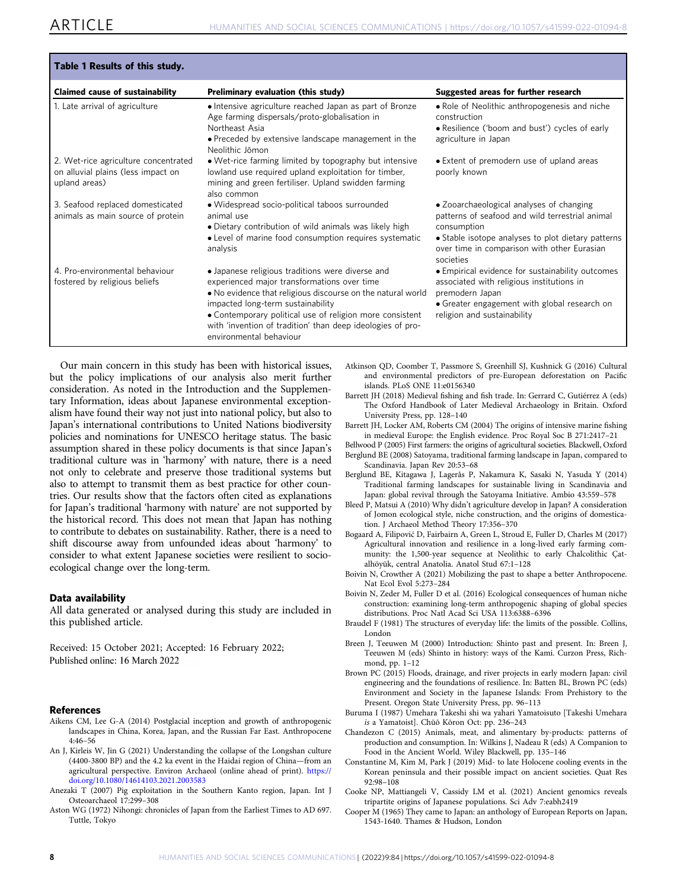**Table 1 Results of this study.**

| Claimed cause of sustainability | Preliminary evaluation (this study) | Suggested areas for further research |
|---|---|---|
| 1. Late arrival of agriculture | • Intensive agriculture reached Japan as part of Bronze Age farming dispersals/proto-globalisation in Northeast Asia<br>• Preceded by extensive landscape management in the Neolithic Jōmon | • Role of Neolithic anthropogenesis and niche construction<br>• Resilience ('boom and bust') cycles of early agriculture in Japan |
| 2. Wet-rice agriculture concentrated on alluvial plains (less impact on upland areas) | • Wet-rice farming limited by topography but intensive lowland use required upland exploitation for timber, mining and green fertiliser. Upland swidden farming also common | • Extent of premodern use of upland areas poorly known |
| 3. Seafood replaced domesticated animals as main source of protein | • Widespread socio-political taboos surrounded animal use<br>• Dietary contribution of wild animals was likely high<br>• Level of marine food consumption requires systematic analysis | • Zooarchaeological analyses of changing patterns of seafood and wild terrestrial animal consumption<br>• Stable isotope analyses to plot dietary patterns over time in comparison with other Eurasian societies |
| 4. Pro-environmental behaviour fostered by religious beliefs | • Japanese religious traditions were diverse and experienced major transformations over time<br>• No evidence that religious discourse on the natural world impacted long-term sustainability<br>• Contemporary political use of religion more consistent with 'invention of tradition' than deep ideologies of pro-environmental behaviour | • Empirical evidence for sustainability outcomes associated with religious institutions in premodern Japan<br>• Greater engagement with global research on religion and sustainability |

Our main concern in this study has been with historical issues, but the policy implications of our analysis also merit further consideration. As noted in the Introduction and the Supplementary Information, ideas about Japanese environmental exceptionalism have found their way not just into national policy, but also to Japan's international contributions to United Nations biodiversity policies and nominations for UNESCO heritage status. The basic assumption shared in these policy documents is that since Japan's traditional culture was in 'harmony' with nature, there is a need not only to celebrate and preserve those traditional systems but also to attempt to transmit them as best practice for other countries. Our results show that the factors often cited as explanations for Japan's traditional 'harmony with nature' are not supported by the historical record. This does not mean that Japan has nothing to contribute to debates on sustainability. Rather, there is a need to shift discourse away from unfounded ideas about 'harmony' to consider to what extent Japanese societies were resilient to socio-ecological change over the long-term.

## Data availability

All data generated or analysed during this study are included in this published article.

Received: 15 October 2021; Accepted: 16 February 2022;
Published online: 16 March 2022

## References

Aikens CM, Lee G-A (2014) Postglacial inception and growth of anthropogenic landscapes in China, Korea, Japan, and the Russian Far East. Anthropocene 4:46–56

An J, Kirleis W, Jin G (2021) Understanding the collapse of the Longshan culture (4400-3800 BP) and the 4.2 ka event in the Haidai region of China—from an agricultural perspective. Environ Archaeol (online ahead of print). https://doi.org/10.1080/14614103.2021.2003583

Anezaki T (2007) Pig exploitation in the Southern Kanto region, Japan. Int J Osteoarchaeol 17:299–308

Aston WG (1972) Nihongi: chronicles of Japan from the Earliest Times to AD 697. Tuttle, Tokyo

Atkinson QD, Coomber T, Passmore S, Greenhill SJ, Kushnick G (2016) Cultural and environmental predictors of pre-European deforestation on Pacific islands. PLoS ONE 11:e0156340

Barrett JH (2018) Medieval fishing and fish trade. In: Gerrard C, Gutiérrez A (eds) The Oxford Handbook of Later Medieval Archaeology in Britain. Oxford University Press, pp. 128–140

Barrett JH, Locker AM, Roberts CM (2004) The origins of intensive marine fishing in medieval Europe: the English evidence. Proc Royal Soc B 271:2417–21

Bellwood P (2005) First farmers: the origins of agricultural societies. Blackwell, Oxford

Berglund BE (2008) Satoyama, traditional farming landscape in Japan, compared to Scandinavia. Japan Rev 20:53–68

Berglund BE, Kitagawa J, Lagerås P, Nakamura K, Sasaki N, Yasuda Y (2014) Traditional farming landscapes for sustainable living in Scandinavia and Japan: global revival through the Satoyama Initiative. Ambio 43:559–578

Bleed P, Matsui A (2010) Why didn't agriculture develop in Japan? A consideration of Jomon ecological style, niche construction, and the origins of domestication. J Archaeol Method Theory 17:356–370

Bogaard A, Filipović D, Fairbairn A, Green L, Stroud E, Fuller D, Charles M (2017) Agricultural innovation and resilience in a long-lived early farming community: the 1,500-year sequence at Neolithic to early Chalcolithic Çatalhöyük, central Anatolia. Anatol Stud 67:1–128

Boivin N, Crowther A (2021) Mobilizing the past to shape a better Anthropocene. Nat Ecol Evol 5:273–284

Boivin N, Zeder M, Fuller D et al. (2016) Ecological consequences of human niche construction: examining long-term anthropogenic shaping of global species distributions. Proc Natl Acad Sci USA 113:6388–6396

Braudel F (1981) The structures of everyday life: the limits of the possible. Collins, London

Breen J, Teeuwen M (2000) Introduction: Shinto past and present. In: Breen J, Teeuwen M (eds) Shinto in history: ways of the Kami. Curzon Press, Richmond, pp. 1–12

Brown PC (2015) Floods, drainage, and river projects in early modern Japan: civil engineering and the foundations of resilience. In: Batten BL, Brown PC (eds) Environment and Society in the Japanese Islands: From Prehistory to the Present. Oregon State University Press, pp. 96–113

Buruma I (1987) Umehara Takeshi shi wa yahari Yamatoisuto [Takeshi Umehara *is* a Yamatoist]. Chūō Kōron Oct: pp. 236–243

Chandezon C (2015) Animals, meat, and alimentary by-products: patterns of production and consumption. In: Wilkins J, Nadeau R (eds) A Companion to Food in the Ancient World. Wiley Blackwell, pp. 135–146

Constantine M, Kim M, Park J (2019) Mid- to late Holocene cooling events in the Korean peninsula and their possible impact on ancient societies. Quat Res 92:98–108

Cooke NP, Mattiangeli V, Cassidy LM et al. (2021) Ancient genomics reveals tripartite origins of Japanese populations. Sci Adv 7:eabh2419

Cooper M (1965) They came to Japan: an anthology of European Reports on Japan, 1543-1640. Thames & Hudson, London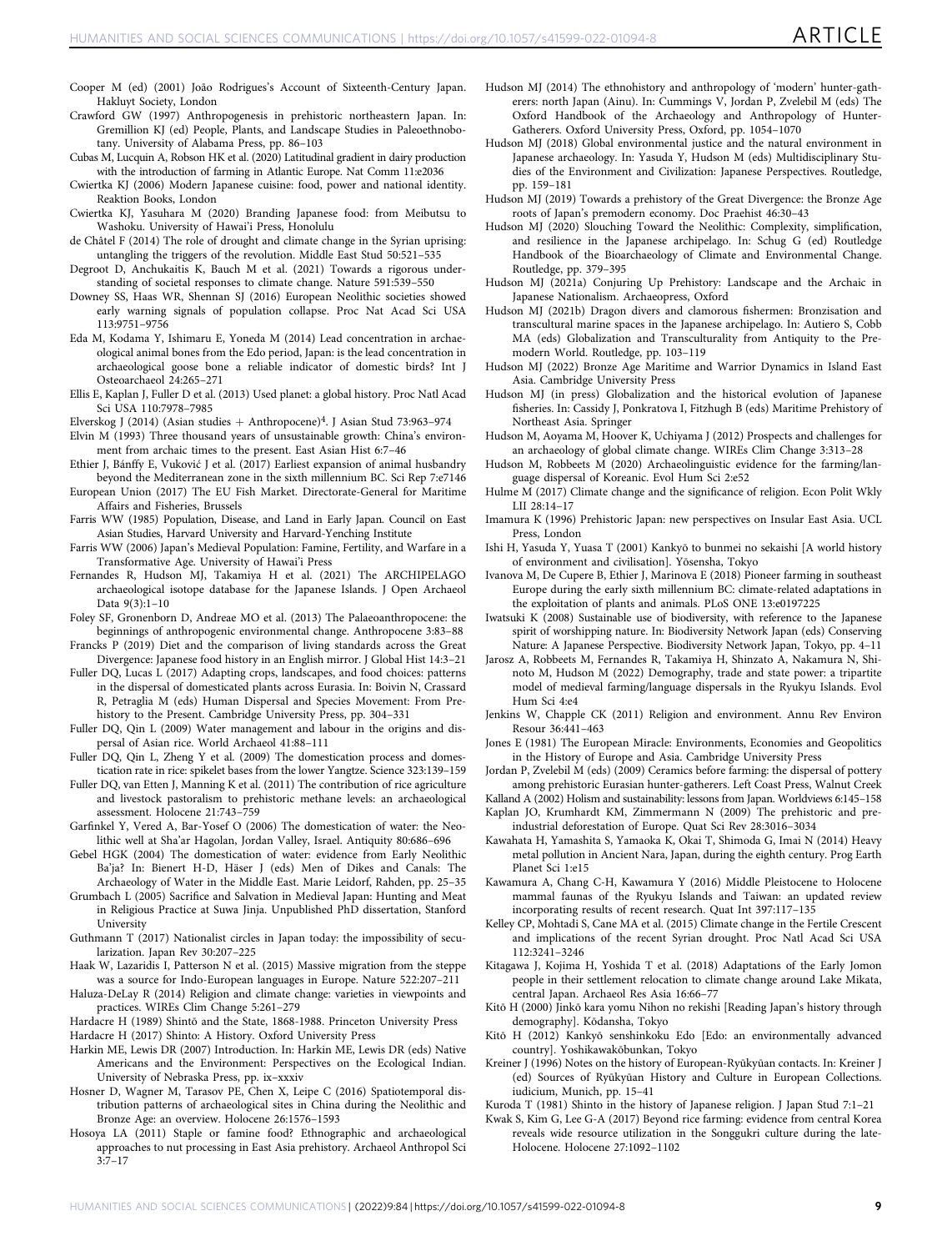Cooper M (ed) (2001) João Rodrigues's Account of Sixteenth-Century Japan. Hakluyt Society, London

Crawford GW (1997) Anthropogenesis in prehistoric northeastern Japan. In: Gremillion KJ (ed) People, Plants, and Landscape Studies in Paleoethnobotany. University of Alabama Press, pp. 86–103

Cubas M, Lucquin A, Robson HK et al. (2020) Latitudinal gradient in dairy production with the introduction of farming in Atlantic Europe. Nat Comm 11:e2036

Cwiertka KJ (2006) Modern Japanese cuisine: food, power and national identity. Reaktion Books, London

Cwiertka KJ, Yasuhara M (2020) Branding Japanese food: from Meibutsu to Washoku. University of Hawai'i Press, Honolulu

de Châtel F (2014) The role of drought and climate change in the Syrian uprising: untangling the triggers of the revolution. Middle East Stud 50:521–535

Degroot D, Anchukaitis K, Bauch M et al. (2021) Towards a rigorous understanding of societal responses to climate change. Nature 591:539–550

Downey SS, Haas WR, Shennan SJ (2016) European Neolithic societies showed early warning signals of population collapse. Proc Nat Acad Sci USA 113:9751–9756

Eda M, Kodama Y, Ishimaru E, Yoneda M (2014) Lead concentration in archaeological animal bones from the Edo period, Japan: is the lead concentration in archaeological goose bone a reliable indicator of domestic birds? Int J Osteoarchaeol 24:265–271

Ellis E, Kaplan J, Fuller D et al. (2013) Used planet: a global history. Proc Natl Acad Sci USA 110:7978–7985

Elverskog J (2014) (Asian studies + Anthropocene)$^4$. J Asian Stud 73:963–974

Elvin M (1993) Three thousand years of unsustainable growth: China's environment from archaic times to the present. East Asian Hist 6:7–46

Ethier J, Bánffy E, Vuković J et al. (2017) Earliest expansion of animal husbandry beyond the Mediterranean zone in the sixth millennium BC. Sci Rep 7:e7146

European Union (2017) The EU Fish Market. Directorate-General for Maritime Affairs and Fisheries, Brussels

Farris WW (1985) Population, Disease, and Land in Early Japan. Council on East Asian Studies, Harvard University and Harvard-Yenching Institute

Farris WW (2006) Japan's Medieval Population: Famine, Fertility, and Warfare in a Transformative Age. University of Hawai'i Press

Fernandes R, Hudson MJ, Takamiya H et al. (2021) The ARCHIPELAGO archaeological isotope database for the Japanese Islands. J Open Archaeol Data 9(3):1–10

Foley SF, Gronenborn D, Andreae MO et al. (2013) The Palaeoanthropocene: the beginnings of anthropogenic environmental change. Anthropocene 3:83–88

Francks P (2019) Diet and the comparison of living standards across the Great Divergence: Japanese food history in an English mirror. J Global Hist 14:3–21

Fuller DQ, Lucas L (2017) Adapting crops, landscapes, and food choices: patterns in the dispersal of domesticated plants across Eurasia. In: Boivin N, Crassard R, Petraglia M (eds) Human Dispersal and Species Movement: From Prehistory to the Present. Cambridge University Press, pp. 304–331

Fuller DQ, Qin L (2009) Water management and labour in the origins and dispersal of Asian rice. World Archaeol 41:88–111

Fuller DQ, Qin L, Zheng Y et al. (2009) The domestication process and domestication rate in rice: spikelet bases from the lower Yangtze. Science 323:139–159

Fuller DQ, van Etten J, Manning K et al. (2011) The contribution of rice agriculture and livestock pastoralism to prehistoric methane levels: an archaeological assessment. Holocene 21:743–759

Garfinkel Y, Vered A, Bar-Yosef O (2006) The domestication of water: the Neolithic well at Sha'ar Hagolan, Jordan Valley, Israel. Antiquity 80:686–696

Gebel HGK (2004) The domestication of water: evidence from Early Neolithic Ba'ja? In: Bienert H-D, Häser J (eds) Men of Dikes and Canals: The Archaeology of Water in the Middle East. Marie Leidorf, Rahden, pp. 25–35

Grumbach L (2005) Sacrifice and Salvation in Medieval Japan: Hunting and Meat in Religious Practice at Suwa Jinja. Unpublished PhD dissertation, Stanford University

Guthmann T (2017) Nationalist circles in Japan today: the impossibility of secularization. Japan Rev 30:207–225

Haak W, Lazaridis I, Patterson N et al. (2015) Massive migration from the steppe was a source for Indo-European languages in Europe. Nature 522:207–211

Haluza-DeLay R (2014) Religion and climate change: varieties in viewpoints and practices. WIREs Clim Change 5:261–279

Hardacre H (1989) Shintō and the State, 1868-1988. Princeton University Press

Hardacre H (2017) Shinto: A History. Oxford University Press

Harkin ME, Lewis DR (2007) Introduction. In: Harkin ME, Lewis DR (eds) Native Americans and the Environment: Perspectives on the Ecological Indian. University of Nebraska Press, pp. ix–xxxiv

Hosner D, Wagner M, Tarasov PE, Chen X, Leipe C (2016) Spatiotemporal distribution patterns of archaeological sites in China during the Neolithic and Bronze Age: an overview. Holocene 26:1576–1593

Hosoya LA (2011) Staple or famine food? Ethnographic and archaeological approaches to nut processing in East Asia prehistory. Archaeol Anthropol Sci 3:7–17

Hudson MJ (2014) The ethnohistory and anthropology of 'modern' hunter-gatherers: north Japan (Ainu). In: Cummings V, Jordan P, Zvelebil M (eds) The Oxford Handbook of the Archaeology and Anthropology of Hunter-Gatherers. Oxford University Press, Oxford, pp. 1054–1070

Hudson MJ (2018) Global environmental justice and the natural environment in Japanese archaeology. In: Yasuda Y, Hudson M (eds) Multidisciplinary Studies of the Environment and Civilization: Japanese Perspectives. Routledge, pp. 159–181

Hudson MJ (2019) Towards a prehistory of the Great Divergence: the Bronze Age roots of Japan's premodern economy. Doc Praehist 46:30–43

Hudson MJ (2020) Slouching Toward the Neolithic: Complexity, simplification, and resilience in the Japanese archipelago. In: Schug G (ed) Routledge Handbook of the Bioarchaeology of Climate and Environmental Change. Routledge, pp. 379–395

Hudson MJ (2021a) Conjuring Up Prehistory: Landscape and the Archaic in Japanese Nationalism. Archaeopress, Oxford

Hudson MJ (2021b) Dragon divers and clamorous fishermen: Bronzisation and transcultural marine spaces in the Japanese archipelago. In: Autiero S, Cobb MA (eds) Globalization and Transculturality from Antiquity to the Premodern World. Routledge, pp. 103–119

Hudson MJ (2022) Bronze Age Maritime and Warrior Dynamics in Island East Asia. Cambridge University Press

Hudson MJ (in press) Globalization and the historical evolution of Japanese fisheries. In: Cassidy J, Ponkratova I, Fitzhugh B (eds) Maritime Prehistory of Northeast Asia. Springer

Hudson MJ, Aoyama M, Hoover K, Uchiyama J (2012) Prospects and challenges for an archaeology of global climate change. WIREs Clim Change 3:313–28

Hudson M, Robbeets M (2020) Archaeolinguistic evidence for the farming/language dispersal of Koreanic. Evol Hum Sci 2:e52

Hulme M (2017) Climate change and the significance of religion. Econ Polit Wkly LII 28:14–17

Imamura K (1996) Prehistoric Japan: new perspectives on Insular East Asia. UCL Press, London

Ishi H, Yasuda Y, Yuasa T (2001) Kankyō to bunmei no sekaishi [A world history of environment and civilisation]. Yōsensha, Tokyo

Ivanova M, De Cupere B, Ethier J, Marinova E (2018) Pioneer farming in southeast Europe during the early sixth millennium BC: climate-related adaptations in the exploitation of plants and animals. PLoS ONE 13:e0197225

Iwatsuki K (2008) Sustainable use of biodiversity, with reference to the Japanese spirit of worshipping nature. In: Biodiversity Network Japan (eds) Conserving Nature: A Japanese Perspective. Biodiversity Network Japan, Tokyo, pp. 4–11

Jarosz A, Robbeets M, Fernandes R, Takamiya H, Shinzato A, Nakamura N, Shinoto M, Hudson M (2022) Demography, trade and state power: a tripartite model of medieval farming/language dispersals in the Ryukyu Islands. Evol Hum Sci 4:e4

Jenkins W, Chapple CK (2011) Religion and environment. Annu Rev Environ Resour 36:441–463

Jones E (1981) The European Miracle: Environments, Economies and Geopolitics in the History of Europe and Asia. Cambridge University Press

Jordan P, Zvelebil M (eds) (2009) Ceramics before farming: the dispersal of pottery among prehistoric Eurasian hunter-gatherers. Left Coast Press, Walnut Creek

Kalland A (2002) Holism and sustainability: lessons from Japan. Worldviews 6:145–158

Kaplan JO, Krumhardt KM, Zimmermann N (2009) The prehistoric and preindustrial deforestation of Europe. Quat Sci Rev 28:3016–3034

Kawahata H, Yamashita S, Yamaoka K, Okai T, Shimoda G, Imai N (2014) Heavy metal pollution in Ancient Nara, Japan, during the eighth century. Prog Earth Planet Sci 1:e15

Kawamura A, Chang C-H, Kawamura Y (2016) Middle Pleistocene to Holocene mammal faunas of the Ryukyu Islands and Taiwan: an updated review incorporating results of recent research. Quat Int 397:117–135

Kelley CP, Mohtadi S, Cane MA et al. (2015) Climate change in the Fertile Crescent and implications of the recent Syrian drought. Proc Natl Acad Sci USA 112:3241–3246

Kitagawa J, Kojima H, Yoshida T et al. (2018) Adaptations of the Early Jomon people in their settlement relocation to climate change around Lake Mikata, central Japan. Archaeol Res Asia 16:66–77

Kitō H (2000) Jinkō kara yomu Nihon no rekishi [Reading Japan's history through demography]. Kōdansha, Tokyo

Kitō H (2012) Kankyō senshinkoku Edo [Edo: an environmentally advanced country]. Yoshikawakōbunkan, Tokyo

Kreiner J (1996) Notes on the history of European-Ryūkyūan contacts. In: Kreiner J (ed) Sources of Ryūkyūan History and Culture in European Collections. iudicium, Munich, pp. 15–41

Kuroda T (1981) Shinto in the history of Japanese religion. J Japan Stud 7:1–21

Kwak S, Kim G, Lee G-A (2017) Beyond rice farming: evidence from central Korea reveals wide resource utilization in the Songgukri culture during the late-Holocene. Holocene 27:1092–1102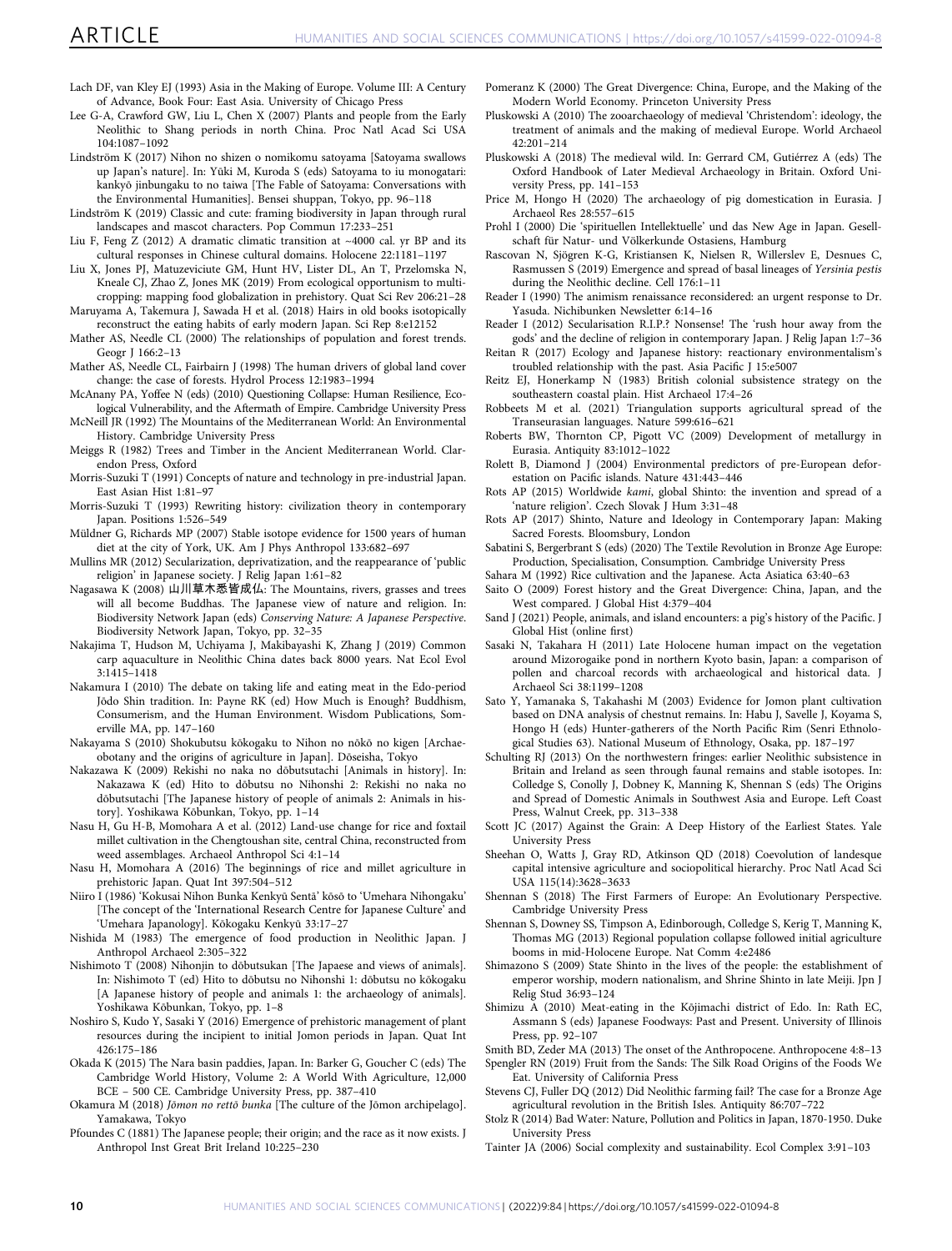Lach DF, van Kley EJ (1993) Asia in the Making of Europe. Volume III: A Century of Advance, Book Four: East Asia. University of Chicago Press

Lee G-A, Crawford GW, Liu L, Chen X (2007) Plants and people from the Early Neolithic to Shang periods in north China. Proc Natl Acad Sci USA 104:1087–1092

Lindström K (2017) Nihon no shizen o nomikomu satoyama [Satoyama swallows up Japan's nature]. In: Yūki M, Kuroda S (eds) Satoyama to iu monogatari: kankyō jinbungaku to no taiwa [The Fable of Satoyama: Conversations with the Environmental Humanities]. Bensei shuppan, Tokyo, pp. 96–118

Lindström K (2019) Classic and cute: framing biodiversity in Japan through rural landscapes and mascot characters. Pop Commun 17:233–251

Liu F, Feng Z (2012) A dramatic climatic transition at ~4000 cal. yr BP and its cultural responses in Chinese cultural domains. Holocene 22:1181–1197

Liu X, Jones PJ, Matuzeviciute GM, Hunt HV, Lister DL, An T, Przelomska N, Kneale CJ, Zhao Z, Jones MK (2019) From ecological opportunism to multi-cropping: mapping food globalization in prehistory. Quat Sci Rev 206:21–28

Maruyama A, Takemura J, Sawada H et al. (2018) Hairs in old books isotopically reconstruct the eating habits of early modern Japan. Sci Rep 8:e12152

Mather AS, Needle CL (2000) The relationships of population and forest trends. Geogr J 166:2–13

Mather AS, Needle CL, Fairbairn J (1998) The human drivers of global land cover change: the case of forests. Hydrol Process 12:1983–1994

McAnany PA, Yoffee N (eds) (2010) Questioning Collapse: Human Resilience, Ecological Vulnerability, and the Aftermath of Empire. Cambridge University Press

McNeill JR (1992) The Mountains of the Mediterranean World: An Environmental History. Cambridge University Press

Meiggs R (1982) Trees and Timber in the Ancient Mediterranean World. Clarendon Press, Oxford

Morris-Suzuki T (1991) Concepts of nature and technology in pre-industrial Japan. East Asian Hist 1:81–97

Morris-Suzuki T (1993) Rewriting history: civilization theory in contemporary Japan. Positions 1:526–549

Müldner G, Richards MP (2007) Stable isotope evidence for 1500 years of human diet at the city of York, UK. Am J Phys Anthropol 133:682–697

Mullins MR (2012) Secularization, deprivatization, and the reappearance of 'public religion' in Japanese society. J Relig Japan 1:61–82

Nagasawa K (2008) 山川草木悉皆成仏: The Mountains, rivers, grasses and trees will all become Buddhas. The Japanese view of nature and religion. In: Biodiversity Network Japan (eds) *Conserving Nature: A Japanese Perspective*. Biodiversity Network Japan, Tokyo, pp. 32–35

Nakajima T, Hudson M, Uchiyama J, Makibayashi K, Zhang J (2019) Common carp aquaculture in Neolithic China dates back 8000 years. Nat Ecol Evol 3:1415–1418

Nakamura I (2010) The debate on taking life and eating meat in the Edo-period Jōdo Shin tradition. In: Payne RK (ed) How Much is Enough? Buddhism, Consumerism, and the Human Environment. Wisdom Publications, Somerville MA, pp. 147–160

Nakayama S (2010) Shokubutsu kōkogaku to Nihon no nōkō no kigen [Archaeobotany and the origins of agriculture in Japan]. Dōseisha, Tokyo

Nakazawa K (2009) Rekishi no naka no dōbutsutachi [Animals in history]. In: Nakazawa K (ed) Hito to dōbutsu no Nihonshi 2: Rekishi no naka no dōbutsutachi [The Japanese history of people of animals 2: Animals in history]. Yoshikawa Kōbunkan, Tokyo, pp. 1–14

Nasu H, Gu H-B, Momohara A et al. (2012) Land-use change for rice and foxtail millet cultivation in the Chengtoushan site, central China, reconstructed from weed assemblages. Archaeol Anthropol Sci 4:1–14

Nasu H, Momohara A (2016) The beginnings of rice and millet agriculture in prehistoric Japan. Quat Int 397:504–512

Niiro I (1986) 'Kokusai Nihon Bunka Kenkyū Sentā' kōsō to 'Umehara Nihongaku' [The concept of the 'International Research Centre for Japanese Culture' and 'Umehara Japanology]. Kōkogaku Kenkyū 33:17–27

Nishida M (1983) The emergence of food production in Neolithic Japan. J Anthropol Archaeol 2:305–322

Nishimoto T (2008) Nihonjin to dōbutsukan [The Japaese and views of animals]. In: Nishimoto T (ed) Hito to dōbutsu no Nihonshi 1: dōbutsu no kōkogaku [A Japanese history of people and animals 1: the archaeology of animals]. Yoshikawa Kōbunkan, Tokyo, pp. 1–8

Noshiro S, Kudo Y, Sasaki Y (2016) Emergence of prehistoric management of plant resources during the incipient to initial Jomon periods in Japan. Quat Int 426:175–186

Okada K (2015) The Nara basin paddies, Japan. In: Barker G, Goucher C (eds) The Cambridge World History, Volume 2: A World With Agriculture, 12,000 BCE – 500 CE. Cambridge University Press, pp. 387–410

Okamura M (2018) *Jōmon no rettō bunka* [The culture of the Jōmon archipelago]. Yamakawa, Tokyo

Pfoundes C (1881) The Japanese people; their origin; and the race as it now exists. J Anthropol Inst Great Brit Ireland 10:225–230

Pomeranz K (2000) The Great Divergence: China, Europe, and the Making of the Modern World Economy. Princeton University Press

Pluskowski A (2010) The zooarchaeology of medieval 'Christendom': ideology, the treatment of animals and the making of medieval Europe. World Archaeol 42:201–214

Pluskowski A (2018) The medieval wild. In: Gerrard CM, Gutiérrez A (eds) The Oxford Handbook of Later Medieval Archaeology in Britain. Oxford University Press, pp. 141–153

Price M, Hongo H (2020) The archaeology of pig domestication in Eurasia. J Archaeol Res 28:557–615

Prohl I (2000) Die 'spirituellen Intellektuelle' und das New Age in Japan. Gesellschaft für Natur- und Völkerkunde Ostasiens, Hamburg

Rascovan N, Sjögren K-G, Kristiansen K, Nielsen R, Willerslev E, Desnues C, Rasmussen S (2019) Emergence and spread of basal lineages of *Yersinia pestis* during the Neolithic decline. Cell 176:1–11

Reader I (1990) The animism renaissance reconsidered: an urgent response to Dr. Yasuda. Nichibunken Newsletter 6:14–16

Reader I (2012) Secularisation R.I.P.? Nonsense! The 'rush hour away from the gods' and the decline of religion in contemporary Japan. J Relig Japan 1:7–36

Reitan R (2017) Ecology and Japanese history: reactionary environmentalism's troubled relationship with the past. Asia Pacific J 15:e5007

Reitz EJ, Honerkamp N (1983) British colonial subsistence strategy on the southeastern coastal plain. Hist Archaeol 17:4–26

Robbeets M et al. (2021) Triangulation supports agricultural spread of the Transeurasian languages. Nature 599:616–621

Roberts BW, Thornton CP, Pigott VC (2009) Development of metallurgy in Eurasia. Antiquity 83:1012–1022

Rolett B, Diamond J (2004) Environmental predictors of pre-European deforestation on Pacific islands. Nature 431:443–446

Rots AP (2015) Worldwide *kami*, global Shinto: the invention and spread of a 'nature religion'. Czech Slovak J Hum 3:31–48

Rots AP (2017) Shinto, Nature and Ideology in Contemporary Japan: Making Sacred Forests. Bloomsbury, London

Sabatini S, Bergerbrant S (eds) (2020) The Textile Revolution in Bronze Age Europe: Production, Specialisation, Consumption. Cambridge University Press

Sahara M (1992) Rice cultivation and the Japanese. Acta Asiatica 63:40–63

Saito O (2009) Forest history and the Great Divergence: China, Japan, and the West compared. J Global Hist 4:379–404

Sand J (2021) People, animals, and island encounters: a pig's history of the Pacific. J Global Hist (online first)

Sasaki N, Takahara H (2011) Late Holocene human impact on the vegetation around Mizorogaike pond in northern Kyoto basin, Japan: a comparison of pollen and charcoal records with archaeological and historical data. J Archaeol Sci 38:1199–1208

Sato Y, Yamanaka S, Takahashi M (2003) Evidence for Jomon plant cultivation based on DNA analysis of chestnut remains. In: Habu J, Savelle J, Koyama S, Hongo H (eds) Hunter-gatherers of the North Pacific Rim (Senri Ethnological Studies 63). National Museum of Ethnology, Osaka, pp. 187–197

Schulting RJ (2013) On the northwestern fringes: earlier Neolithic subsistence in Britain and Ireland as seen through faunal remains and stable isotopes. In: Colledge S, Conolly J, Dobney K, Manning K, Shennan S (eds) The Origins and Spread of Domestic Animals in Southwest Asia and Europe. Left Coast Press, Walnut Creek, pp. 313–338

Scott JC (2017) Against the Grain: A Deep History of the Earliest States. Yale University Press

Sheehan O, Watts J, Gray RD, Atkinson QD (2018) Coevolution of landesque capital intensive agriculture and sociopolitical hierarchy. Proc Natl Acad Sci USA 115(14):3628–3633

Shennan S (2018) The First Farmers of Europe: An Evolutionary Perspective. Cambridge University Press

Shennan S, Downey SS, Timpson A, Edinborough, Colledge S, Kerig T, Manning K, Thomas MG (2013) Regional population collapse followed initial agriculture booms in mid-Holocene Europe. Nat Comm 4:e2486

Shimazono S (2009) State Shinto in the lives of the people: the establishment of emperor worship, modern nationalism, and Shrine Shinto in late Meiji. Jpn J Relig Stud 36:93–124

Shimizu A (2010) Meat-eating in the Kōjimachi district of Edo. In: Rath EC, Assmann S (eds) Japanese Foodways: Past and Present. University of Illinois Press, pp. 92–107

Smith BD, Zeder MA (2013) The onset of the Anthropocene. Anthropocene 4:8–13

Spengler RN (2019) Fruit from the Sands: The Silk Road Origins of the Foods We Eat. University of California Press

Stevens CJ, Fuller DQ (2012) Did Neolithic farming fail? The case for a Bronze Age agricultural revolution in the British Isles. Antiquity 86:707–722

Stolz R (2014) Bad Water: Nature, Pollution and Politics in Japan, 1870-1950. Duke University Press

Tainter JA (2006) Social complexity and sustainability. Ecol Complex 3:91–103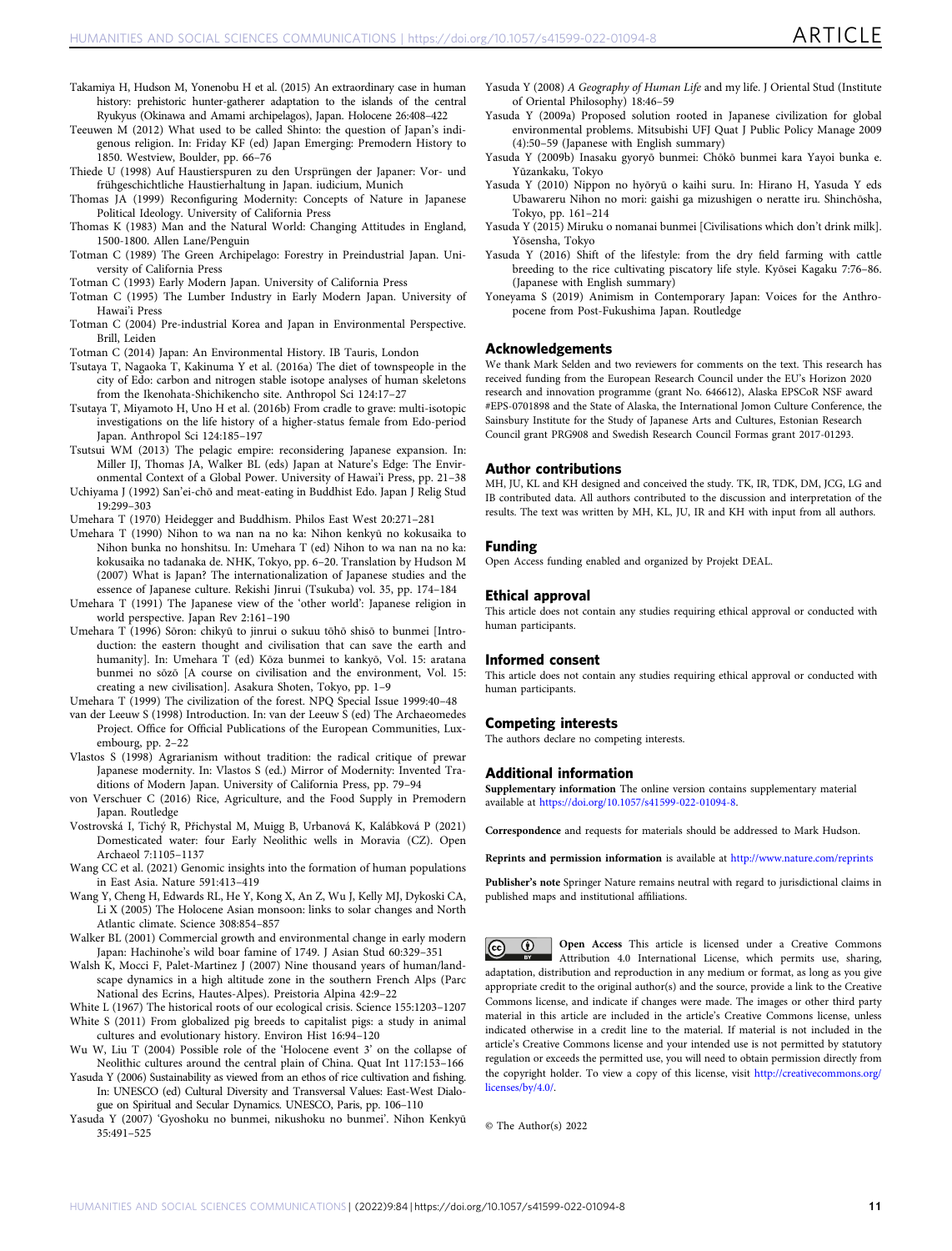Takamiya H, Hudson M, Yonenobu H et al. (2015) An extraordinary case in human history: prehistoric hunter-gatherer adaptation to the islands of the central Ryukyus (Okinawa and Amami archipelagos), Japan. Holocene 26:408–422

Teeuwen M (2012) What used to be called Shinto: the question of Japan's indigenous religion. In: Friday KF (ed) Japan Emerging: Premodern History to 1850. Westview, Boulder, pp. 66–76

Thiede U (1998) Auf Haustierspuren zu den Ursprüngen der Japaner: Vor- und frühgeschichtliche Haustierhaltung in Japan. iudicium, Munich

Thomas JA (1999) Reconfiguring Modernity: Concepts of Nature in Japanese Political Ideology. University of California Press

Thomas K (1983) Man and the Natural World: Changing Attitudes in England, 1500-1800. Allen Lane/Penguin

Totman C (1989) The Green Archipelago: Forestry in Preindustrial Japan. University of California Press

Totman C (1993) Early Modern Japan. University of California Press

Totman C (1995) The Lumber Industry in Early Modern Japan. University of Hawai'i Press

Totman C (2004) Pre-industrial Korea and Japan in Environmental Perspective. Brill, Leiden

Totman C (2014) Japan: An Environmental History. IB Tauris, London

Tsutaya T, Nagaoka T, Kakinuma Y et al. (2016a) The diet of townspeople in the city of Edo: carbon and nitrogen stable isotope analyses of human skeletons from the Ikenohata-Shichikencho site. Anthropol Sci 124:17–27

Tsutaya T, Miyamoto H, Uno H et al. (2016b) From cradle to grave: multi-isotopic investigations on the life history of a higher-status female from Edo-period Japan. Anthropol Sci 124:185–197

Tsutsui WM (2013) The pelagic empire: reconsidering Japanese expansion. In: Miller IJ, Thomas JA, Walker BL (eds) Japan at Nature's Edge: The Environmental Context of a Global Power. University of Hawai'i Press, pp. 21–38

Uchiyama J (1992) San'ei-chō and meat-eating in Buddhist Edo. Japan J Relig Stud 19:299–303

Umehara T (1970) Heidegger and Buddhism. Philos East West 20:271–281

Umehara T (1990) Nihon to wa nan na no ka: Nihon kenkyū no kokusaika to Nihon bunka no honshitsu. In: Umehara T (ed) Nihon to wa nan na no ka: kokusaika no tadanaka de. NHK, Tokyo, pp. 6–20. Translation by Hudson M (2007) What is Japan? The internationalization of Japanese studies and the essence of Japanese culture. Rekishi Jinrui (Tsukuba) vol. 35, pp. 174–184

Umehara T (1991) The Japanese view of the 'other world': Japanese religion in world perspective. Japan Rev 2:161–190

Umehara T (1996) Sōron: chikyū to jinrui o sukuu tōhō shisō to bunmei [Introduction: the eastern thought and civilisation that can save the earth and humanity]. In: Umehara T (ed) Kōza bunmei to kankyō, Vol. 15: aratana bunmei no sōzō [A course on civilisation and the environment, Vol. 15: creating a new civilisation]. Asakura Shoten, Tokyo, pp. 1–9

Umehara T (1999) The civilization of the forest. NPQ Special Issue 1999:40–48

van der Leeuw S (1998) Introduction. In: van der Leeuw S (ed) The Archaeomedes Project. Office for Official Publications of the European Communities, Luxembourg, pp. 2–22

Vlastos S (1998) Agrarianism without tradition: the radical critique of prewar Japanese modernity. In: Vlastos S (ed.) Mirror of Modernity: Invented Traditions of Modern Japan. University of California Press, pp. 79–94

von Verschuer C (2016) Rice, Agriculture, and the Food Supply in Premodern Japan. Routledge

Vostrovská I, Tichý R, Přichystal M, Muigg B, Urbanová K, Kalábková P (2021) Domesticated water: four Early Neolithic wells in Moravia (CZ). Open Archaeol 7:1105–1137

Wang CC et al. (2021) Genomic insights into the formation of human populations in East Asia. Nature 591:413–419

Wang Y, Cheng H, Edwards RL, He Y, Kong X, An Z, Wu J, Kelly MJ, Dykoski CA, Li X (2005) The Holocene Asian monsoon: links to solar changes and North Atlantic climate. Science 308:854–857

Walker BL (2001) Commercial growth and environmental change in early modern Japan: Hachinohe's wild boar famine of 1749. J Asian Stud 60:329–351

Walsh K, Mocci F, Palet-Martinez J (2007) Nine thousand years of human/landscape dynamics in a high altitude zone in the southern French Alps (Parc National des Ecrins, Hautes-Alpes). Preistoria Alpina 42:9–22

White L (1967) The historical roots of our ecological crisis. Science 155:1203–1207

White S (2011) From globalized pig breeds to capitalist pigs: a study in animal cultures and evolutionary history. Environ Hist 16:94–120

Wu W, Liu T (2004) Possible role of the 'Holocene event 3' on the collapse of Neolithic cultures around the central plain of China. Quat Int 117:153–166

Yasuda Y (2006) Sustainability as viewed from an ethos of rice cultivation and fishing. In: UNESCO (ed) Cultural Diversity and Transversal Values: East-West Dialogue on Spiritual and Secular Dynamics. UNESCO, Paris, pp. 106–110

Yasuda Y (2007) 'Gyoshoku no bunmei, nikushoku no bunmei'. Nihon Kenkyū 35:491–525

Yasuda Y (2008) *A Geography of Human Life* and my life. J Oriental Stud (Institute of Oriental Philosophy) 18:46–59

Yasuda Y (2009a) Proposed solution rooted in Japanese civilization for global environmental problems. Mitsubishi UFJ Quat J Public Policy Manage 2009 (4):50–59 (Japanese with English summary)

Yasuda Y (2009b) Inasaku gyoryō bunmei: Chōkō bunmei kara Yayoi bunka e. Yūzankaku, Tokyo

Yasuda Y (2010) Nippon no hyōryū o kaihi suru. In: Hirano H, Yasuda Y eds Ubawareru Nihon no mori: gaishi ga mizushigen o neratte iru. Shinchōsha, Tokyo, pp. 161–214

Yasuda Y (2015) Miruku o nomanai bunmei [Civilisations which don't drink milk]. Yōsensha, Tokyo

Yasuda Y (2016) Shift of the lifestyle: from the dry field farming with cattle breeding to the rice cultivating piscatory life style. Kyōsei Kagaku 7:76–86. (Japanese with English summary)

Yoneyama S (2019) Animism in Contemporary Japan: Voices for the Anthropocene from Post-Fukushima Japan. Routledge

## Acknowledgements

We thank Mark Selden and two reviewers for comments on the text. This research has received funding from the European Research Council under the EU's Horizon 2020 research and innovation programme (grant No. 646612), Alaska EPSCoR NSF award #EPS-0701898 and the State of Alaska, the International Jomon Culture Conference, the Sainsbury Institute for the Study of Japanese Arts and Cultures, Estonian Research Council grant PRG908 and Swedish Research Council Formas grant 2017-01293.

## Author contributions

MH, JU, KL and KH designed and conceived the study. TK, IR, TDK, DM, JCG, LG and IB contributed data. All authors contributed to the discussion and interpretation of the results. The text was written by MH, KL, JU, IR and KH with input from all authors.

## Funding

Open Access funding enabled and organized by Projekt DEAL.

## Ethical approval

This article does not contain any studies requiring ethical approval or conducted with human participants.

## Informed consent

This article does not contain any studies requiring ethical approval or conducted with human participants.

## Competing interests

The authors declare no competing interests.

## Additional information

**Supplementary information** The online version contains supplementary material available at https://doi.org/10.1057/s41599-022-01094-8.

**Correspondence** and requests for materials should be addressed to Mark Hudson.

**Reprints and permission information** is available at http://www.nature.com/reprints

**Publisher's note** Springer Nature remains neutral with regard to jurisdictional claims in published maps and institutional affiliations.

**Open Access** This article is licensed under a Creative Commons Attribution 4.0 International License, which permits use, sharing, adaptation, distribution and reproduction in any medium or format, as long as you give appropriate credit to the original author(s) and the source, provide a link to the Creative Commons license, and indicate if changes were made. The images or other third party material in this article are included in the article's Creative Commons license, unless indicated otherwise in a credit line to the material. If material is not included in the article's Creative Commons license and your intended use is not permitted by statutory regulation or exceeds the permitted use, you will need to obtain permission directly from the copyright holder. To view a copy of this license, visit http://creativecommons.org/licenses/by/4.0/.

© The Author(s) 2022